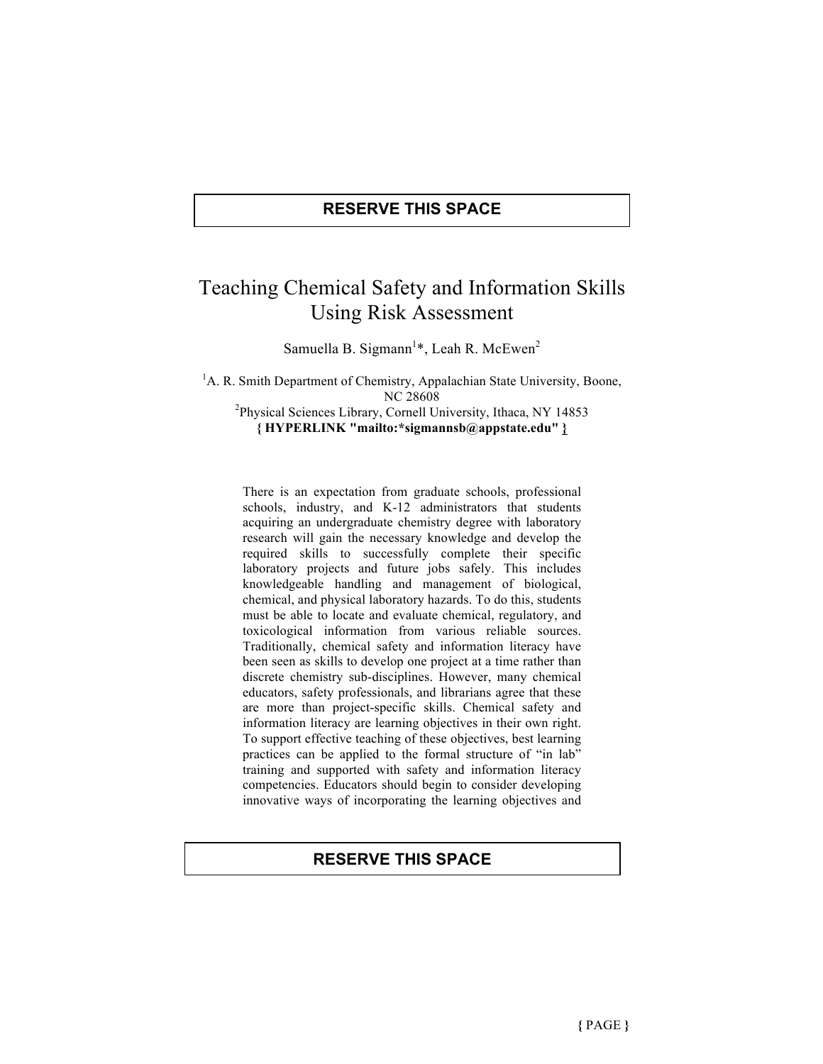**RESERVE THIS SPACE**

# Teaching Chemical Safety and Information Skills Using Risk Assessment

Samuella B. Sigmann[1]*, Leah R. McEwen[2]

[1]A. R. Smith Department of Chemistry, Appalachian State University, Boone, NC 28608
[2]Physical Sciences Library, Cornell University, Ithaca, NY 14853
**{ HYPERLINK "mailto:*sigmannsb@appstate.edu" }**

There is an expectation from graduate schools, professional schools, industry, and K-12 administrators that students acquiring an undergraduate chemistry degree with laboratory research will gain the necessary knowledge and develop the required skills to successfully complete their specific laboratory projects and future jobs safely. This includes knowledgeable handling and management of biological, chemical, and physical laboratory hazards. To do this, students must be able to locate and evaluate chemical, regulatory, and toxicological information from various reliable sources. Traditionally, chemical safety and information literacy have been seen as skills to develop one project at a time rather than discrete chemistry sub-disciplines. However, many chemical educators, safety professionals, and librarians agree that these are more than project-specific skills. Chemical safety and information literacy are learning objectives in their own right. To support effective teaching of these objectives, best learning practices can be applied to the formal structure of "in lab" training and supported with safety and information literacy competencies. Educators should begin to consider developing innovative ways of incorporating the learning objectives and

**RESERVE THIS SPACE**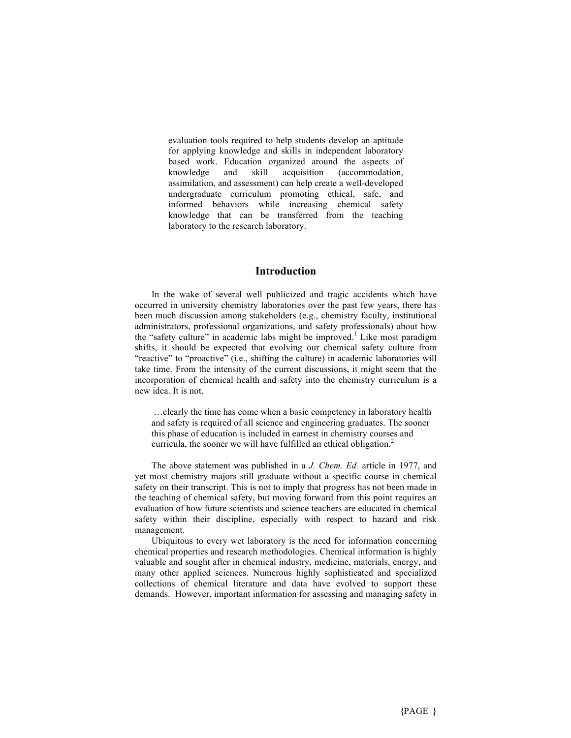evaluation tools required to help students develop an aptitude for applying knowledge and skills in independent laboratory based work. Education organized around the aspects of knowledge and skill acquisition (accommodation, assimilation, and assessment) can help create a well-developed undergraduate curriculum promoting ethical, safe, and informed behaviors while increasing chemical safety knowledge that can be transferred from the teaching laboratory to the research laboratory.

## Introduction

In the wake of several well publicized and tragic accidents which have occurred in university chemistry laboratories over the past few years, there has been much discussion among stakeholders (e.g., chemistry faculty, institutional administrators, professional organizations, and safety professionals) about how the "safety culture" in academic labs might be improved.[1] Like most paradigm shifts, it should be expected that evolving our chemical safety culture from "reactive" to "proactive" (i.e., shifting the culture) in academic laboratories will take time. From the intensity of the current discussions, it might seem that the incorporation of chemical health and safety into the chemistry curriculum is a new idea. It is not.

> …clearly the time has come when a basic competency in laboratory health and safety is required of all science and engineering graduates. The sooner this phase of education is included in earnest in chemistry courses and curricula, the sooner we will have fulfilled an ethical obligation.[2]

The above statement was published in a *J. Chem. Ed.* article in 1977, and yet most chemistry majors still graduate without a specific course in chemical safety on their transcript. This is not to imply that progress has not been made in the teaching of chemical safety, but moving forward from this point requires an evaluation of how future scientists and science teachers are educated in chemical safety within their discipline, especially with respect to hazard and risk management.

Ubiquitous to every wet laboratory is the need for information concerning chemical properties and research methodologies. Chemical information is highly valuable and sought after in chemical industry, medicine, materials, energy, and many other applied sciences. Numerous highly sophisticated and specialized collections of chemical literature and data have evolved to support these demands. However, important information for assessing and managing safety in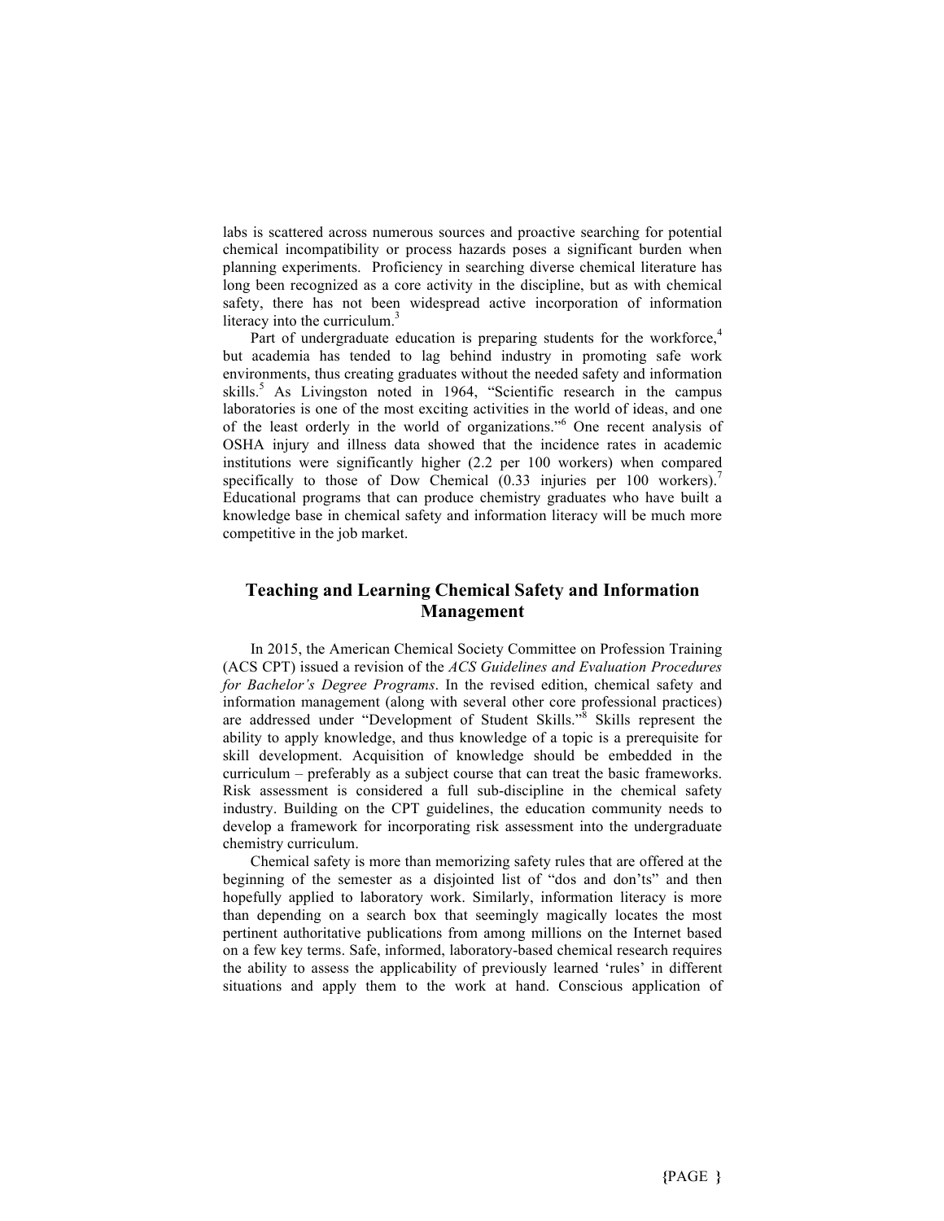labs is scattered across numerous sources and proactive searching for potential chemical incompatibility or process hazards poses a significant burden when planning experiments. Proficiency in searching diverse chemical literature has long been recognized as a core activity in the discipline, but as with chemical safety, there has not been widespread active incorporation of information literacy into the curriculum.[3]

Part of undergraduate education is preparing students for the workforce,[4] but academia has tended to lag behind industry in promoting safe work environments, thus creating graduates without the needed safety and information skills.[5] As Livingston noted in 1964, "Scientific research in the campus laboratories is one of the most exciting activities in the world of ideas, and one of the least orderly in the world of organizations."[6] One recent analysis of OSHA injury and illness data showed that the incidence rates in academic institutions were significantly higher (2.2 per 100 workers) when compared specifically to those of Dow Chemical (0.33 injuries per 100 workers).[7] Educational programs that can produce chemistry graduates who have built a knowledge base in chemical safety and information literacy will be much more competitive in the job market.

## Teaching and Learning Chemical Safety and Information Management

In 2015, the American Chemical Society Committee on Profession Training (ACS CPT) issued a revision of the *ACS Guidelines and Evaluation Procedures for Bachelor's Degree Programs*. In the revised edition, chemical safety and information management (along with several other core professional practices) are addressed under "Development of Student Skills."[8] Skills represent the ability to apply knowledge, and thus knowledge of a topic is a prerequisite for skill development. Acquisition of knowledge should be embedded in the curriculum – preferably as a subject course that can treat the basic frameworks. Risk assessment is considered a full sub-discipline in the chemical safety industry. Building on the CPT guidelines, the education community needs to develop a framework for incorporating risk assessment into the undergraduate chemistry curriculum.

Chemical safety is more than memorizing safety rules that are offered at the beginning of the semester as a disjointed list of "dos and don'ts" and then hopefully applied to laboratory work. Similarly, information literacy is more than depending on a search box that seemingly magically locates the most pertinent authoritative publications from among millions on the Internet based on a few key terms. Safe, informed, laboratory-based chemical research requires the ability to assess the applicability of previously learned 'rules' in different situations and apply them to the work at hand. Conscious application of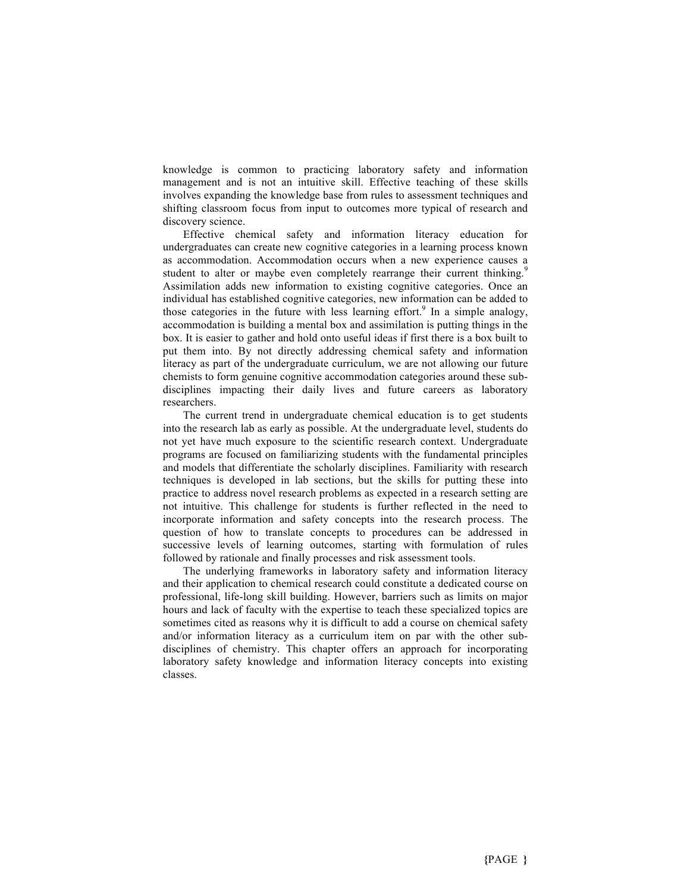knowledge is common to practicing laboratory safety and information management and is not an intuitive skill. Effective teaching of these skills involves expanding the knowledge base from rules to assessment techniques and shifting classroom focus from input to outcomes more typical of research and discovery science.

Effective chemical safety and information literacy education for undergraduates can create new cognitive categories in a learning process known as accommodation. Accommodation occurs when a new experience causes a student to alter or maybe even completely rearrange their current thinking.[9] Assimilation adds new information to existing cognitive categories. Once an individual has established cognitive categories, new information can be added to those categories in the future with less learning effort.[9] In a simple analogy, accommodation is building a mental box and assimilation is putting things in the box. It is easier to gather and hold onto useful ideas if first there is a box built to put them into. By not directly addressing chemical safety and information literacy as part of the undergraduate curriculum, we are not allowing our future chemists to form genuine cognitive accommodation categories around these sub-disciplines impacting their daily lives and future careers as laboratory researchers.

The current trend in undergraduate chemical education is to get students into the research lab as early as possible. At the undergraduate level, students do not yet have much exposure to the scientific research context. Undergraduate programs are focused on familiarizing students with the fundamental principles and models that differentiate the scholarly disciplines. Familiarity with research techniques is developed in lab sections, but the skills for putting these into practice to address novel research problems as expected in a research setting are not intuitive. This challenge for students is further reflected in the need to incorporate information and safety concepts into the research process. The question of how to translate concepts to procedures can be addressed in successive levels of learning outcomes, starting with formulation of rules followed by rationale and finally processes and risk assessment tools.

The underlying frameworks in laboratory safety and information literacy and their application to chemical research could constitute a dedicated course on professional, life-long skill building. However, barriers such as limits on major hours and lack of faculty with the expertise to teach these specialized topics are sometimes cited as reasons why it is difficult to add a course on chemical safety and/or information literacy as a curriculum item on par with the other sub-disciplines of chemistry. This chapter offers an approach for incorporating laboratory safety knowledge and information literacy concepts into existing classes.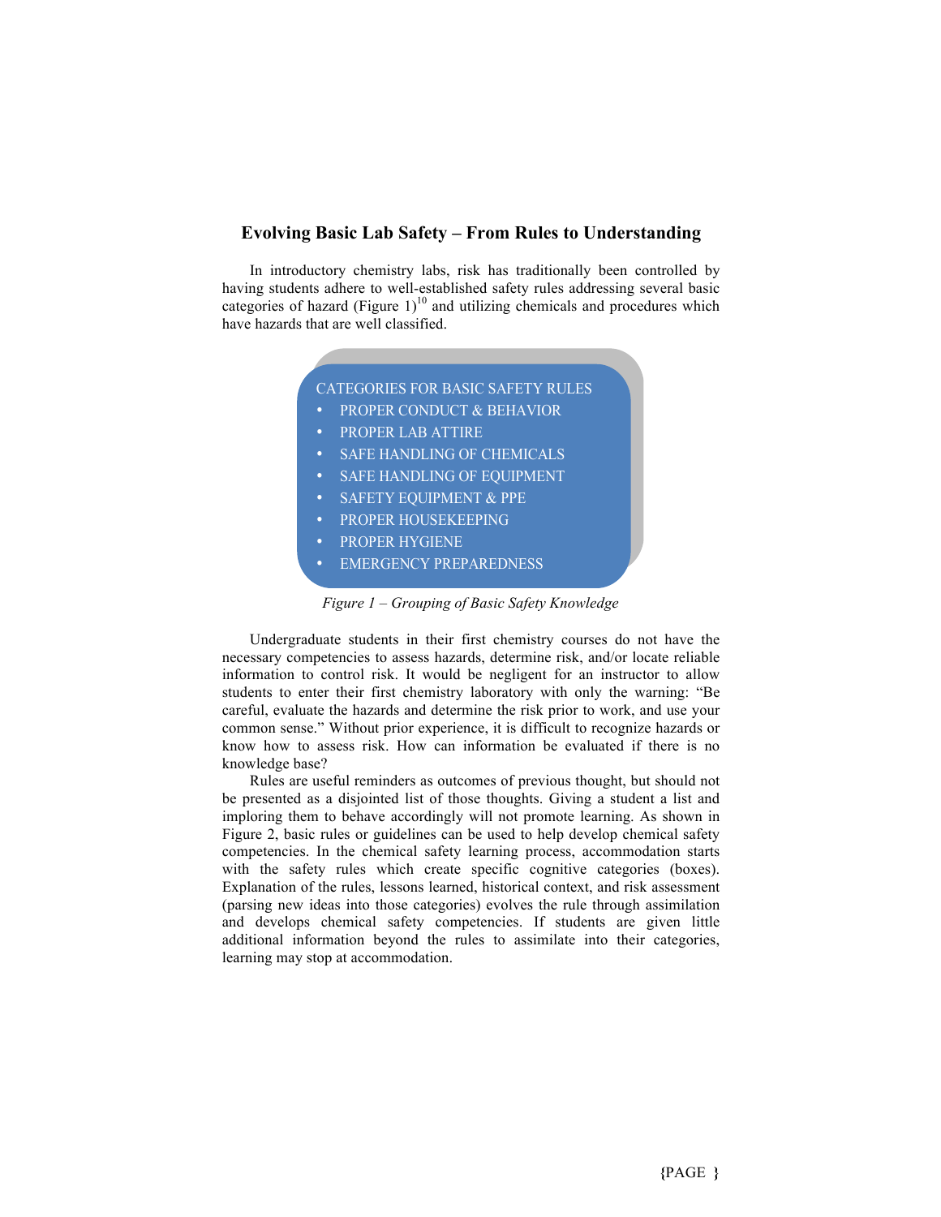## Evolving Basic Lab Safety – From Rules to Understanding

In introductory chemistry labs, risk has traditionally been controlled by having students adhere to well-established safety rules addressing several basic categories of hazard (Figure 1)[10] and utilizing chemicals and procedures which have hazards that are well classified.

CATEGORIES FOR BASIC SAFETY RULES

- PROPER CONDUCT & BEHAVIOR
- PROPER LAB ATTIRE
- SAFE HANDLING OF CHEMICALS
- SAFE HANDLING OF EQUIPMENT
- SAFETY EQUIPMENT & PPE
- PROPER HOUSEKEEPING
- PROPER HYGIENE
- EMERGENCY PREPAREDNESS

*Figure 1 – Grouping of Basic Safety Knowledge*

Undergraduate students in their first chemistry courses do not have the necessary competencies to assess hazards, determine risk, and/or locate reliable information to control risk. It would be negligent for an instructor to allow students to enter their first chemistry laboratory with only the warning: "Be careful, evaluate the hazards and determine the risk prior to work, and use your common sense." Without prior experience, it is difficult to recognize hazards or know how to assess risk. How can information be evaluated if there is no knowledge base?

Rules are useful reminders as outcomes of previous thought, but should not be presented as a disjointed list of those thoughts. Giving a student a list and imploring them to behave accordingly will not promote learning. As shown in Figure 2, basic rules or guidelines can be used to help develop chemical safety competencies. In the chemical safety learning process, accommodation starts with the safety rules which create specific cognitive categories (boxes). Explanation of the rules, lessons learned, historical context, and risk assessment (parsing new ideas into those categories) evolves the rule through assimilation and develops chemical safety competencies. If students are given little additional information beyond the rules to assimilate into their categories, learning may stop at accommodation.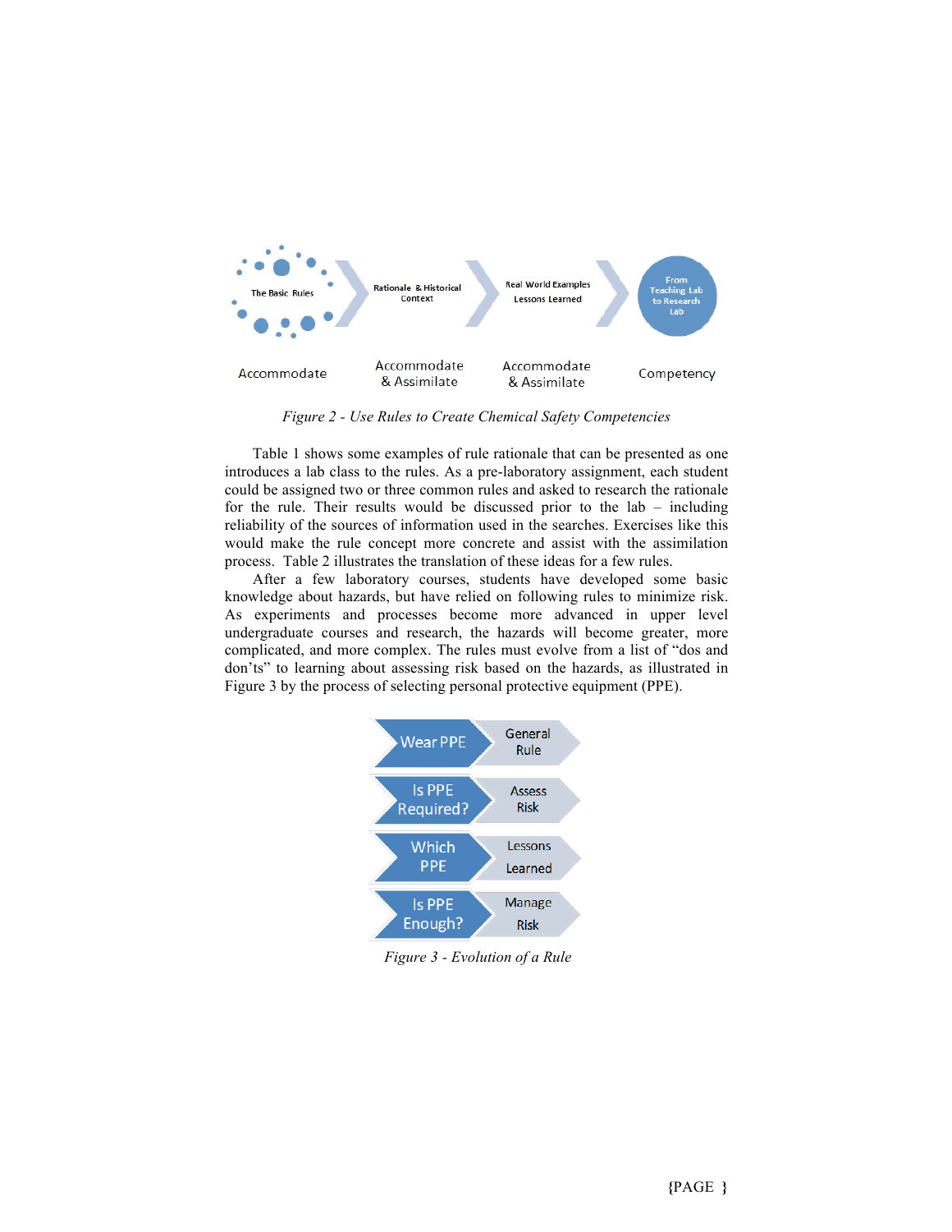*Figure 2 - Use Rules to Create Chemical Safety Competencies*

Table 1 shows some examples of rule rationale that can be presented as one introduces a lab class to the rules. As a pre-laboratory assignment, each student could be assigned two or three common rules and asked to research the rationale for the rule. Their results would be discussed prior to the lab – including reliability of the sources of information used in the searches. Exercises like this would make the rule concept more concrete and assist with the assimilation process. Table 2 illustrates the translation of these ideas for a few rules.

After a few laboratory courses, students have developed some basic knowledge about hazards, but have relied on following rules to minimize risk. As experiments and processes become more advanced in upper level undergraduate courses and research, the hazards will become greater, more complicated, and more complex. The rules must evolve from a list of "dos and don'ts" to learning about assessing risk based on the hazards, as illustrated in Figure 3 by the process of selecting personal protective equipment (PPE).

*Figure 3 - Evolution of a Rule*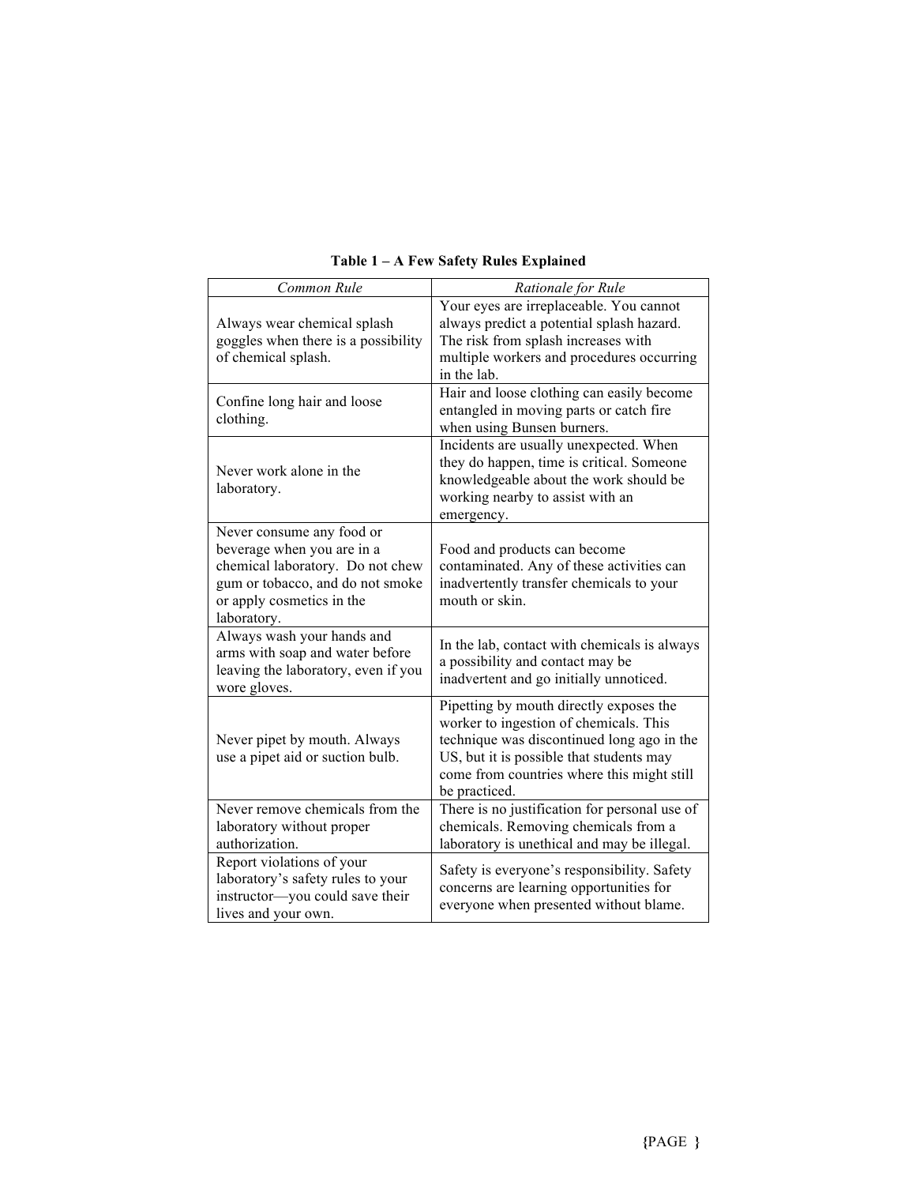**Table 1 – A Few Safety Rules Explained**

| *Common Rule* | *Rationale for Rule* |
| --- | --- |
| Always wear chemical splash goggles when there is a possibility of chemical splash. | Your eyes are irreplaceable. You cannot always predict a potential splash hazard. The risk from splash increases with multiple workers and procedures occurring in the lab. |
| Confine long hair and loose clothing. | Hair and loose clothing can easily become entangled in moving parts or catch fire when using Bunsen burners. |
| Never work alone in the laboratory. | Incidents are usually unexpected. When they do happen, time is critical. Someone knowledgeable about the work should be working nearby to assist with an emergency. |
| Never consume any food or beverage when you are in a chemical laboratory. Do not chew gum or tobacco, and do not smoke or apply cosmetics in the laboratory. | Food and products can become contaminated. Any of these activities can inadvertently transfer chemicals to your mouth or skin. |
| Always wash your hands and arms with soap and water before leaving the laboratory, even if you wore gloves. | In the lab, contact with chemicals is always a possibility and contact may be inadvertent and go initially unnoticed. |
| Never pipet by mouth. Always use a pipet aid or suction bulb. | Pipetting by mouth directly exposes the worker to ingestion of chemicals. This technique was discontinued long ago in the US, but it is possible that students may come from countries where this might still be practiced. |
| Never remove chemicals from the laboratory without proper authorization. | There is no justification for personal use of chemicals. Removing chemicals from a laboratory is unethical and may be illegal. |
| Report violations of your laboratory's safety rules to your instructor—you could save their lives and your own. | Safety is everyone's responsibility. Safety concerns are learning opportunities for everyone when presented without blame. |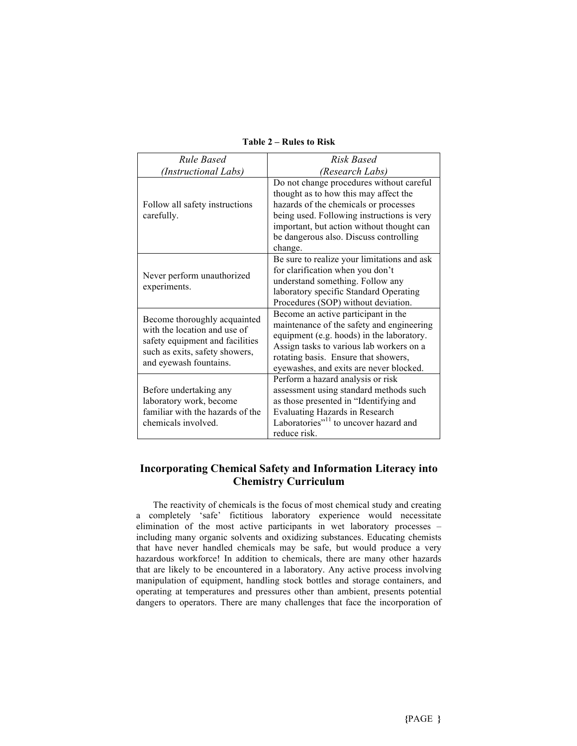**Table 2 – Rules to Risk**

| *Rule Based (Instructional Labs)* | *Risk Based (Research Labs)* |
|---|---|
| Follow all safety instructions carefully. | Do not change procedures without careful thought as to how this may affect the hazards of the chemicals or processes being used. Following instructions is very important, but action without thought can be dangerous also. Discuss controlling change. |
| Never perform unauthorized experiments. | Be sure to realize your limitations and ask for clarification when you don't understand something. Follow any laboratory specific Standard Operating Procedures (SOP) without deviation. |
| Become thoroughly acquainted with the location and use of safety equipment and facilities such as exits, safety showers, and eyewash fountains. | Become an active participant in the maintenance of the safety and engineering equipment (e.g. hoods) in the laboratory. Assign tasks to various lab workers on a rotating basis. Ensure that showers, eyewashes, and exits are never blocked. |
| Before undertaking any laboratory work, become familiar with the hazards of the chemicals involved. | Perform a hazard analysis or risk assessment using standard methods such as those presented in "Identifying and Evaluating Hazards in Research Laboratories"[11] to uncover hazard and reduce risk. |

## Incorporating Chemical Safety and Information Literacy into Chemistry Curriculum

The reactivity of chemicals is the focus of most chemical study and creating a completely 'safe' fictitious laboratory experience would necessitate elimination of the most active participants in wet laboratory processes – including many organic solvents and oxidizing substances. Educating chemists that have never handled chemicals may be safe, but would produce a very hazardous workforce! In addition to chemicals, there are many other hazards that are likely to be encountered in a laboratory. Any active process involving manipulation of equipment, handling stock bottles and storage containers, and operating at temperatures and pressures other than ambient, presents potential dangers to operators. There are many challenges that face the incorporation of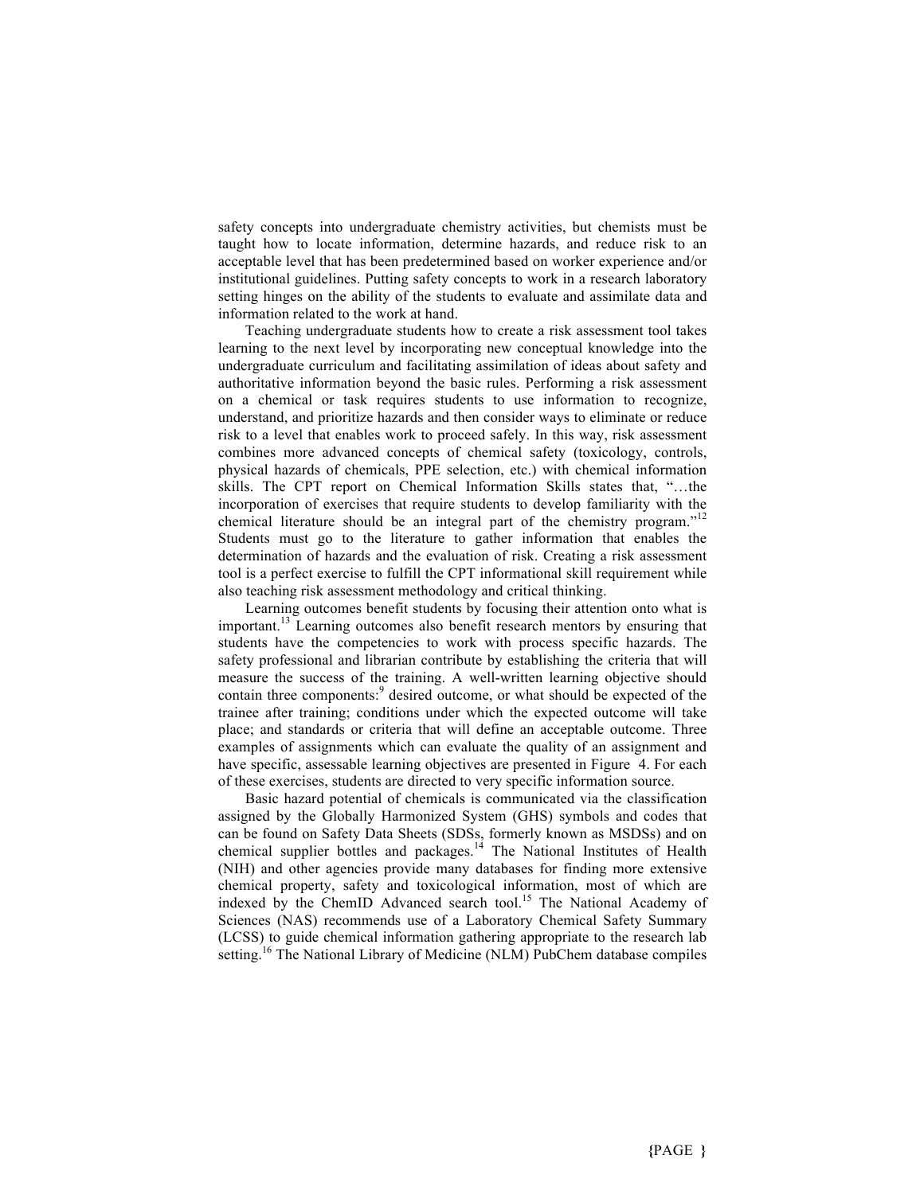safety concepts into undergraduate chemistry activities, but chemists must be taught how to locate information, determine hazards, and reduce risk to an acceptable level that has been predetermined based on worker experience and/or institutional guidelines. Putting safety concepts to work in a research laboratory setting hinges on the ability of the students to evaluate and assimilate data and information related to the work at hand.

Teaching undergraduate students how to create a risk assessment tool takes learning to the next level by incorporating new conceptual knowledge into the undergraduate curriculum and facilitating assimilation of ideas about safety and authoritative information beyond the basic rules. Performing a risk assessment on a chemical or task requires students to use information to recognize, understand, and prioritize hazards and then consider ways to eliminate or reduce risk to a level that enables work to proceed safely. In this way, risk assessment combines more advanced concepts of chemical safety (toxicology, controls, physical hazards of chemicals, PPE selection, etc.) with chemical information skills. The CPT report on Chemical Information Skills states that, "…the incorporation of exercises that require students to develop familiarity with the chemical literature should be an integral part of the chemistry program."[12] Students must go to the literature to gather information that enables the determination of hazards and the evaluation of risk. Creating a risk assessment tool is a perfect exercise to fulfill the CPT informational skill requirement while also teaching risk assessment methodology and critical thinking.

Learning outcomes benefit students by focusing their attention onto what is important.[13] Learning outcomes also benefit research mentors by ensuring that students have the competencies to work with process specific hazards. The safety professional and librarian contribute by establishing the criteria that will measure the success of the training. A well-written learning objective should contain three components:[9] desired outcome, or what should be expected of the trainee after training; conditions under which the expected outcome will take place; and standards or criteria that will define an acceptable outcome. Three examples of assignments which can evaluate the quality of an assignment and have specific, assessable learning objectives are presented in Figure 4. For each of these exercises, students are directed to very specific information source.

Basic hazard potential of chemicals is communicated via the classification assigned by the Globally Harmonized System (GHS) symbols and codes that can be found on Safety Data Sheets (SDSs, formerly known as MSDSs) and on chemical supplier bottles and packages.[14] The National Institutes of Health (NIH) and other agencies provide many databases for finding more extensive chemical property, safety and toxicological information, most of which are indexed by the ChemID Advanced search tool.[15] The National Academy of Sciences (NAS) recommends use of a Laboratory Chemical Safety Summary (LCSS) to guide chemical information gathering appropriate to the research lab setting.[16] The National Library of Medicine (NLM) PubChem database compiles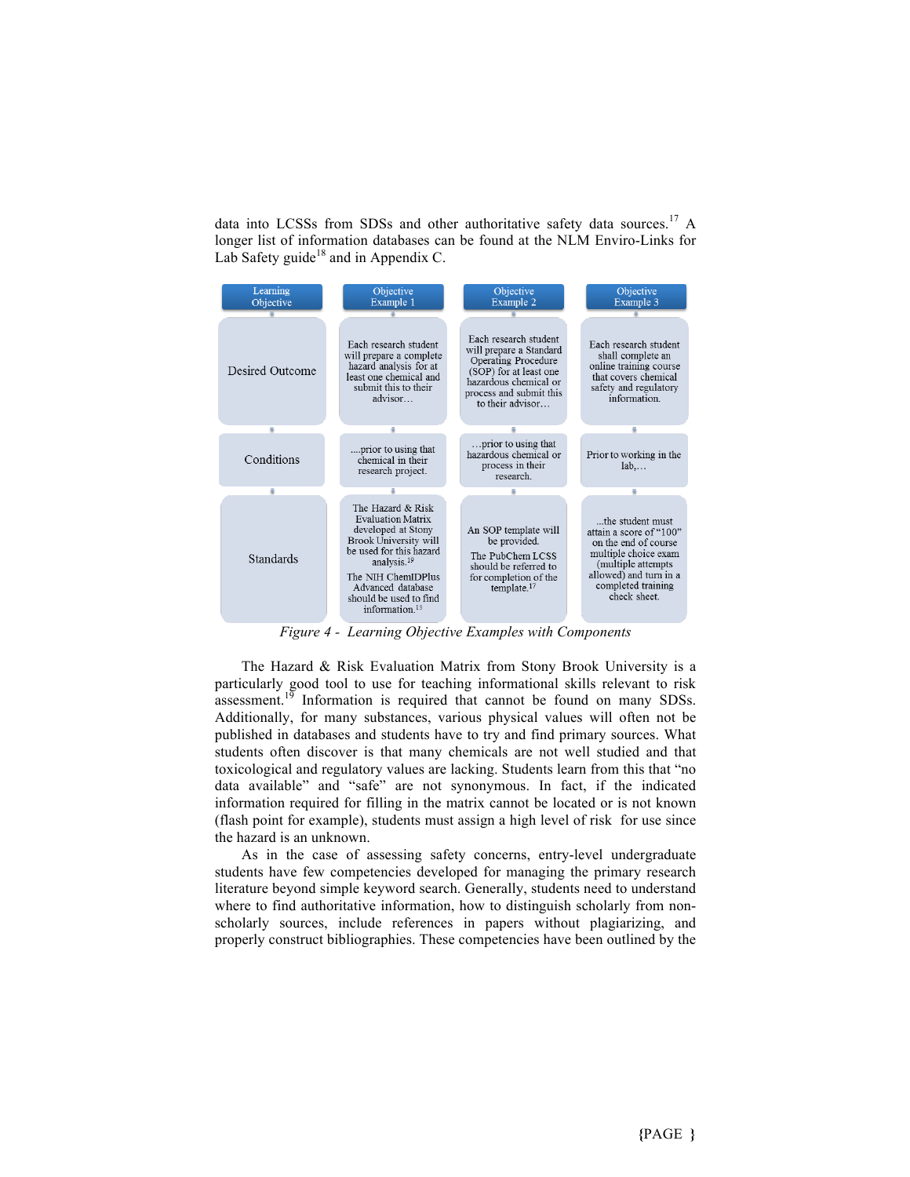data into LCSSs from SDSs and other authoritative safety data sources.[17] A longer list of information databases can be found at the NLM Enviro-Links for Lab Safety guide[18] and in Appendix C.

| Learning Objective | Objective Example 1 | Objective Example 2 | Objective Example 3 |
|---|---|---|---|
| Desired Outcome | Each research student will prepare a complete hazard analysis for at least one chemical and submit this to their advisor… | Each research student will prepare a Standard Operating Procedure (SOP) for at least one hazardous chemical or process and submit this to their advisor… | Each research student shall complete an online training course that covers chemical safety and regulatory information. |
| Conditions | ....prior to using that chemical in their research project. | …prior to using that hazardous chemical or process in their research. | Prior to working in the lab,… |
| Standards | The Hazard & Risk Evaluation Matrix developed at Stony Brook University will be used for this hazard analysis.[19] The NIH ChemIDPlus Advanced database should be used to find information.[15] | An SOP template will be provided. The PubChem LCSS should be referred to for completion of the template.[17] | ...the student must attain a score of "100" on the end of course multiple choice exam (multiple attempts allowed) and turn in a completed training check sheet. |

*Figure 4 - Learning Objective Examples with Components*

The Hazard & Risk Evaluation Matrix from Stony Brook University is a particularly good tool to use for teaching informational skills relevant to risk assessment.[19] Information is required that cannot be found on many SDSs. Additionally, for many substances, various physical values will often not be published in databases and students have to try and find primary sources. What students often discover is that many chemicals are not well studied and that toxicological and regulatory values are lacking. Students learn from this that "no data available" and "safe" are not synonymous. In fact, if the indicated information required for filling in the matrix cannot be located or is not known (flash point for example), students must assign a high level of risk for use since the hazard is an unknown.

As in the case of assessing safety concerns, entry-level undergraduate students have few competencies developed for managing the primary research literature beyond simple keyword search. Generally, students need to understand where to find authoritative information, how to distinguish scholarly from non-scholarly sources, include references in papers without plagiarizing, and properly construct bibliographies. These competencies have been outlined by the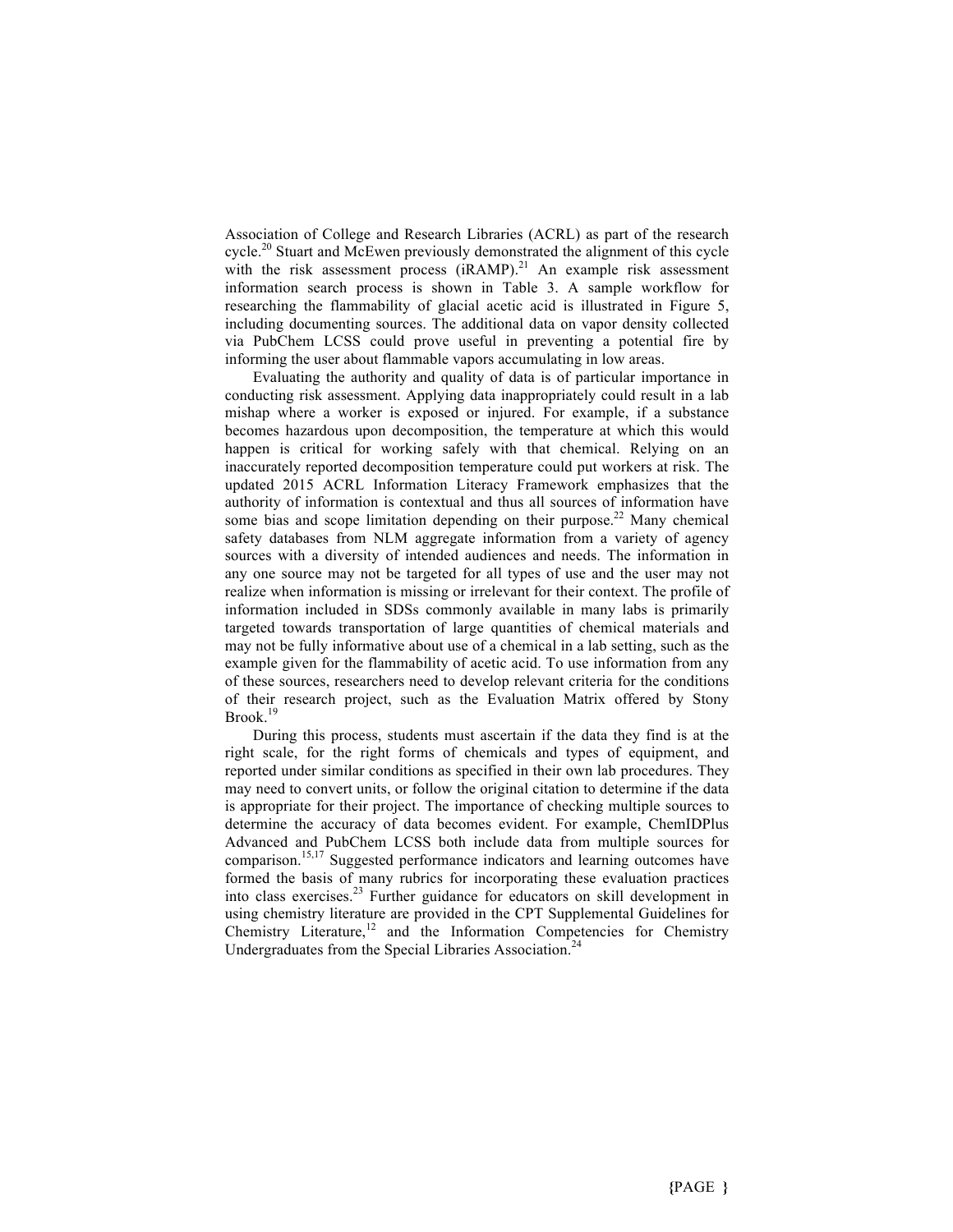Association of College and Research Libraries (ACRL) as part of the research cycle.[20] Stuart and McEwen previously demonstrated the alignment of this cycle with the risk assessment process (iRAMP).[21] An example risk assessment information search process is shown in Table 3. A sample workflow for researching the flammability of glacial acetic acid is illustrated in Figure 5, including documenting sources. The additional data on vapor density collected via PubChem LCSS could prove useful in preventing a potential fire by informing the user about flammable vapors accumulating in low areas.

Evaluating the authority and quality of data is of particular importance in conducting risk assessment. Applying data inappropriately could result in a lab mishap where a worker is exposed or injured. For example, if a substance becomes hazardous upon decomposition, the temperature at which this would happen is critical for working safely with that chemical. Relying on an inaccurately reported decomposition temperature could put workers at risk. The updated 2015 ACRL Information Literacy Framework emphasizes that the authority of information is contextual and thus all sources of information have some bias and scope limitation depending on their purpose.[22] Many chemical safety databases from NLM aggregate information from a variety of agency sources with a diversity of intended audiences and needs. The information in any one source may not be targeted for all types of use and the user may not realize when information is missing or irrelevant for their context. The profile of information included in SDSs commonly available in many labs is primarily targeted towards transportation of large quantities of chemical materials and may not be fully informative about use of a chemical in a lab setting, such as the example given for the flammability of acetic acid. To use information from any of these sources, researchers need to develop relevant criteria for the conditions of their research project, such as the Evaluation Matrix offered by Stony Brook.[19]

During this process, students must ascertain if the data they find is at the right scale, for the right forms of chemicals and types of equipment, and reported under similar conditions as specified in their own lab procedures. They may need to convert units, or follow the original citation to determine if the data is appropriate for their project. The importance of checking multiple sources to determine the accuracy of data becomes evident. For example, ChemIDPlus Advanced and PubChem LCSS both include data from multiple sources for comparison.[15,17] Suggested performance indicators and learning outcomes have formed the basis of many rubrics for incorporating these evaluation practices into class exercises.[23] Further guidance for educators on skill development in using chemistry literature are provided in the CPT Supplemental Guidelines for Chemistry Literature,[12] and the Information Competencies for Chemistry Undergraduates from the Special Libraries Association.[24]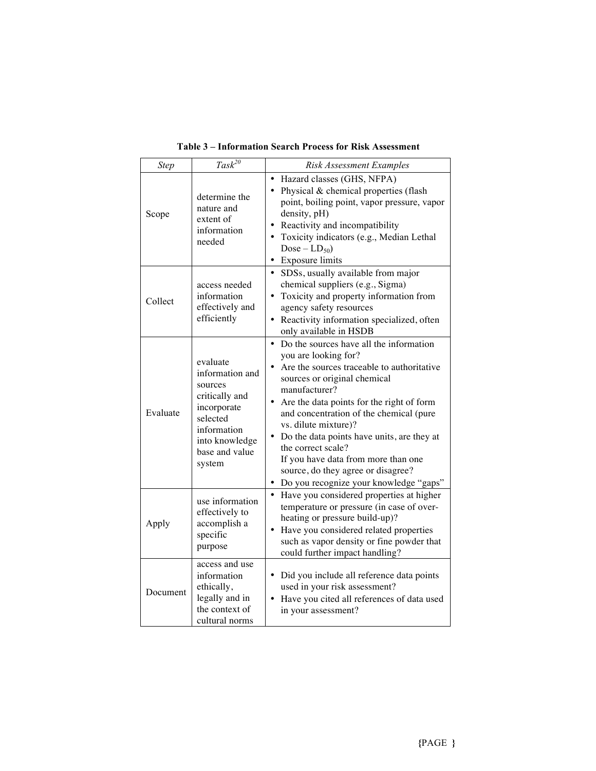**Table 3 – Information Search Process for Risk Assessment**

| *Step* | *Task*[20] | *Risk Assessment Examples* |
|---|---|---|
| Scope | determine the nature and extent of information needed | • Hazard classes (GHS, NFPA)<br>• Physical & chemical properties (flash point, boiling point, vapor pressure, vapor density, pH)<br>• Reactivity and incompatibility<br>• Toxicity indicators (e.g., Median Lethal Dose – $LD_{50}$)<br>• Exposure limits |
| Collect | access needed information effectively and efficiently | • SDSs, usually available from major chemical suppliers (e.g., Sigma)<br>• Toxicity and property information from agency safety resources<br>• Reactivity information specialized, often only available in HSDB |
| Evaluate | evaluate information and sources critically and incorporate selected information into knowledge base and value system | • Do the sources have all the information you are looking for?<br>• Are the sources traceable to authoritative sources or original chemical manufacturer?<br>• Are the data points for the right of form and concentration of the chemical (pure vs. dilute mixture)?<br>• Do the data points have units, are they at the correct scale?<br>If you have data from more than one source, do they agree or disagree?<br>• Do you recognize your knowledge "gaps" |
| Apply | use information effectively to accomplish a specific purpose | • Have you considered properties at higher temperature or pressure (in case of over-heating or pressure build-up)?<br>• Have you considered related properties such as vapor density or fine powder that could further impact handling? |
| Document | access and use information ethically, legally and in the context of cultural norms | • Did you include all reference data points used in your risk assessment?<br>• Have you cited all references of data used in your assessment? |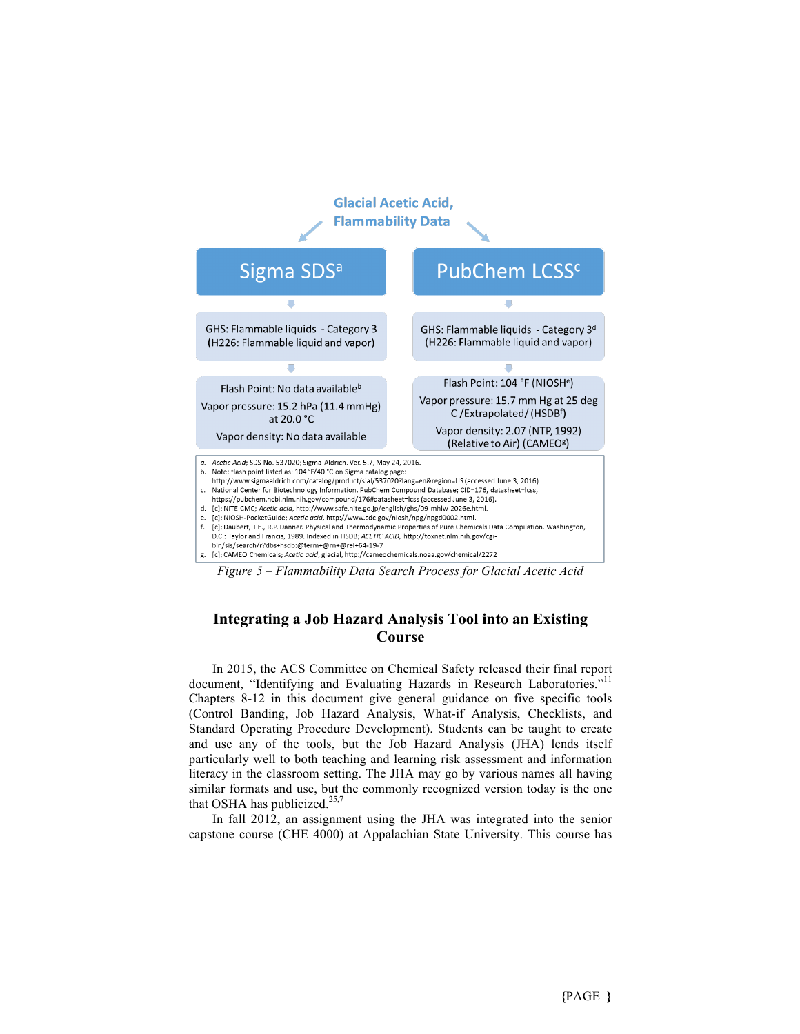**Glacial Acetic Acid, Flammability Data**

| Sigma SDS[a] | PubChem LCSS[c] |
|---|---|
| GHS: Flammable liquids - Category 3 (H226: Flammable liquid and vapor) | GHS: Flammable liquids - Category 3[d] (H226: Flammable liquid and vapor) |
| Flash Point: No data available[b]<br>Vapor pressure: 15.2 hPa (11.4 mmHg) at 20.0 °C<br>Vapor density: No data available | Flash Point: 104 °F (NIOSH[e])<br>Vapor pressure: 15.7 mm Hg at 25 deg C /Extrapolated/ (HSDB[f])<br>Vapor density: 2.07 (NTP, 1992) (Relative to Air) (CAMEO[g]) |

a. *Acetic Acid*; SDS No. 537020; Sigma-Aldrich. Ver. 5.7, May 24, 2016.
b. Note: flash point listed as: 104 °F/40 °C on Sigma catalog page: http://www.sigmaaldrich.com/catalog/product/sial/537020?lang=en&region=US (accessed June 3, 2016).
c. National Center for Biotechnology Information. PubChem Compound Database; CID=176, datasheet=lcss, https://pubchem.ncbi.nlm.nih.gov/compound/176#datasheet=lcss (accessed June 3, 2016).
d. [c]; NITE-CMC; *Acetic acid*, http://www.safe.nite.go.jp/english/ghs/09-mhlw-2026e.html.
e. [c]; NIOSH-PocketGuide; *Acetic acid*, http://www.cdc.gov/niosh/npg/npgd0002.html.
f. [c]; Daubert, T.E., R.P. Danner. Physical and Thermodynamic Properties of Pure Chemicals Data Compilation. Washington, D.C.: Taylor and Francis, 1989. Indexed in HSDB; *ACETIC ACID*, http://toxnet.nlm.nih.gov/cgi-bin/sis/search/r?dbs+hsdb:@term+@rn+@rel+64-19-7
g. [c]; CAMEO Chemicals; *Acetic acid*, glacial, http://cameochemicals.noaa.gov/chemical/2272

*Figure 5 – Flammability Data Search Process for Glacial Acetic Acid*

## Integrating a Job Hazard Analysis Tool into an Existing Course

In 2015, the ACS Committee on Chemical Safety released their final report document, "Identifying and Evaluating Hazards in Research Laboratories."[11] Chapters 8-12 in this document give general guidance on five specific tools (Control Banding, Job Hazard Analysis, What-if Analysis, Checklists, and Standard Operating Procedure Development). Students can be taught to create and use any of the tools, but the Job Hazard Analysis (JHA) lends itself particularly well to both teaching and learning risk assessment and information literacy in the classroom setting. The JHA may go by various names all having similar formats and use, but the commonly recognized version today is the one that OSHA has publicized.[25,7]

In fall 2012, an assignment using the JHA was integrated into the senior capstone course (CHE 4000) at Appalachian State University. This course has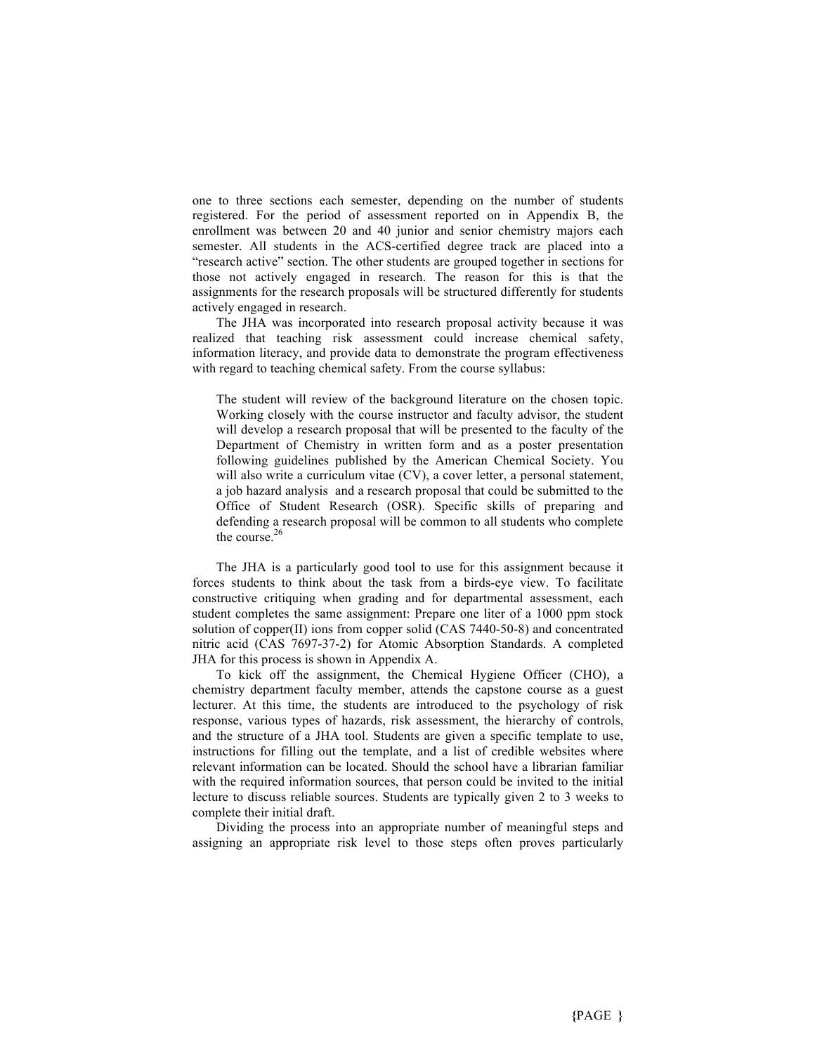one to three sections each semester, depending on the number of students registered. For the period of assessment reported on in Appendix B, the enrollment was between 20 and 40 junior and senior chemistry majors each semester. All students in the ACS-certified degree track are placed into a "research active" section. The other students are grouped together in sections for those not actively engaged in research. The reason for this is that the assignments for the research proposals will be structured differently for students actively engaged in research.

The JHA was incorporated into research proposal activity because it was realized that teaching risk assessment could increase chemical safety, information literacy, and provide data to demonstrate the program effectiveness with regard to teaching chemical safety. From the course syllabus:

> The student will review of the background literature on the chosen topic. Working closely with the course instructor and faculty advisor, the student will develop a research proposal that will be presented to the faculty of the Department of Chemistry in written form and as a poster presentation following guidelines published by the American Chemical Society. You will also write a curriculum vitae (CV), a cover letter, a personal statement, a job hazard analysis and a research proposal that could be submitted to the Office of Student Research (OSR). Specific skills of preparing and defending a research proposal will be common to all students who complete the course.[26]

The JHA is a particularly good tool to use for this assignment because it forces students to think about the task from a birds-eye view. To facilitate constructive critiquing when grading and for departmental assessment, each student completes the same assignment: Prepare one liter of a 1000 ppm stock solution of copper(II) ions from copper solid (CAS 7440-50-8) and concentrated nitric acid (CAS 7697-37-2) for Atomic Absorption Standards. A completed JHA for this process is shown in Appendix A.

To kick off the assignment, the Chemical Hygiene Officer (CHO), a chemistry department faculty member, attends the capstone course as a guest lecturer. At this time, the students are introduced to the psychology of risk response, various types of hazards, risk assessment, the hierarchy of controls, and the structure of a JHA tool. Students are given a specific template to use, instructions for filling out the template, and a list of credible websites where relevant information can be located. Should the school have a librarian familiar with the required information sources, that person could be invited to the initial lecture to discuss reliable sources. Students are typically given 2 to 3 weeks to complete their initial draft.

Dividing the process into an appropriate number of meaningful steps and assigning an appropriate risk level to those steps often proves particularly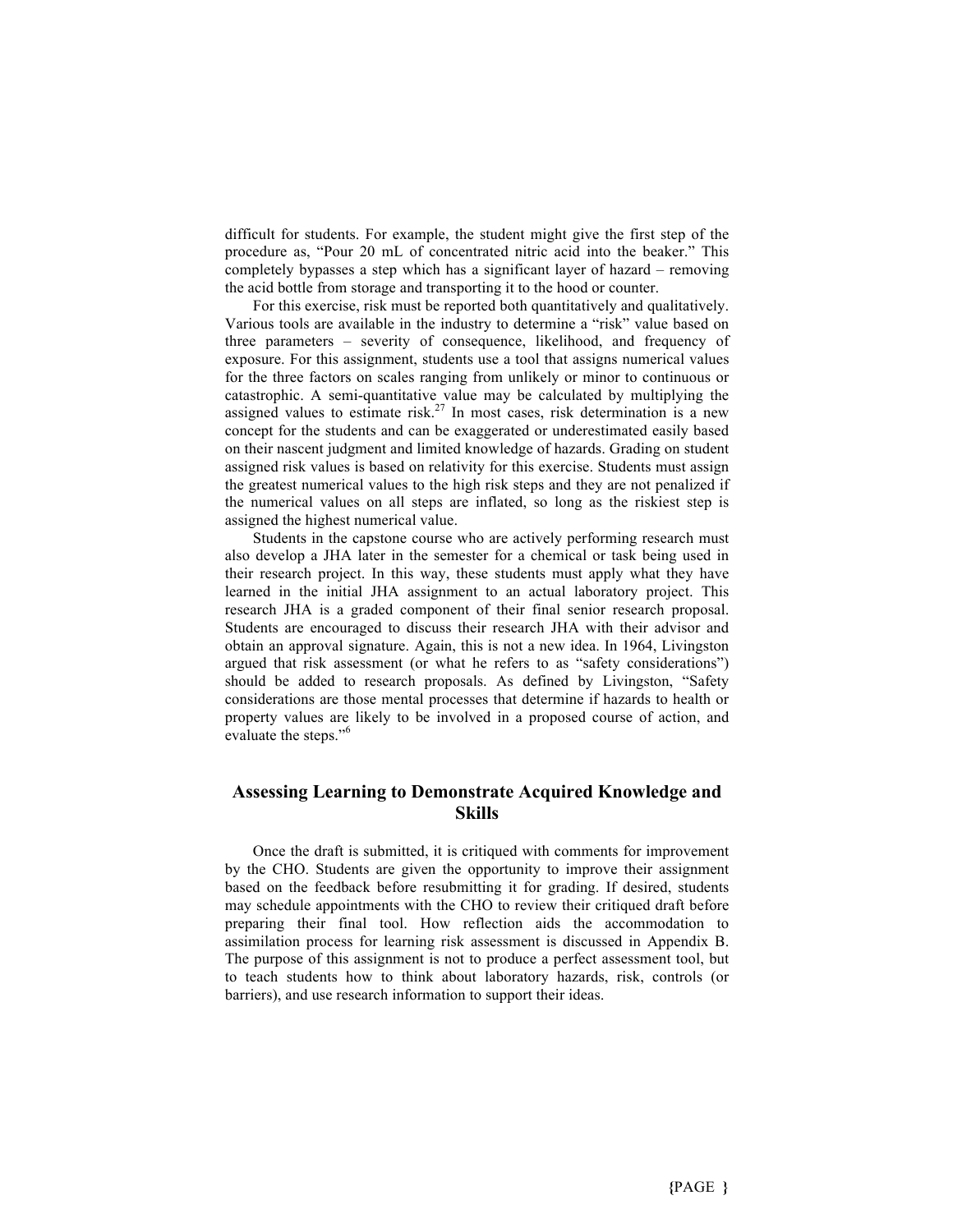difficult for students. For example, the student might give the first step of the procedure as, "Pour 20 mL of concentrated nitric acid into the beaker." This completely bypasses a step which has a significant layer of hazard – removing the acid bottle from storage and transporting it to the hood or counter.

For this exercise, risk must be reported both quantitatively and qualitatively. Various tools are available in the industry to determine a "risk" value based on three parameters – severity of consequence, likelihood, and frequency of exposure. For this assignment, students use a tool that assigns numerical values for the three factors on scales ranging from unlikely or minor to continuous or catastrophic. A semi-quantitative value may be calculated by multiplying the assigned values to estimate risk.[27] In most cases, risk determination is a new concept for the students and can be exaggerated or underestimated easily based on their nascent judgment and limited knowledge of hazards. Grading on student assigned risk values is based on relativity for this exercise. Students must assign the greatest numerical values to the high risk steps and they are not penalized if the numerical values on all steps are inflated, so long as the riskiest step is assigned the highest numerical value.

Students in the capstone course who are actively performing research must also develop a JHA later in the semester for a chemical or task being used in their research project. In this way, these students must apply what they have learned in the initial JHA assignment to an actual laboratory project. This research JHA is a graded component of their final senior research proposal. Students are encouraged to discuss their research JHA with their advisor and obtain an approval signature. Again, this is not a new idea. In 1964, Livingston argued that risk assessment (or what he refers to as "safety considerations") should be added to research proposals. As defined by Livingston, "Safety considerations are those mental processes that determine if hazards to health or property values are likely to be involved in a proposed course of action, and evaluate the steps."[6]

## Assessing Learning to Demonstrate Acquired Knowledge and Skills

Once the draft is submitted, it is critiqued with comments for improvement by the CHO. Students are given the opportunity to improve their assignment based on the feedback before resubmitting it for grading. If desired, students may schedule appointments with the CHO to review their critiqued draft before preparing their final tool. How reflection aids the accommodation to assimilation process for learning risk assessment is discussed in Appendix B. The purpose of this assignment is not to produce a perfect assessment tool, but to teach students how to think about laboratory hazards, risk, controls (or barriers), and use research information to support their ideas.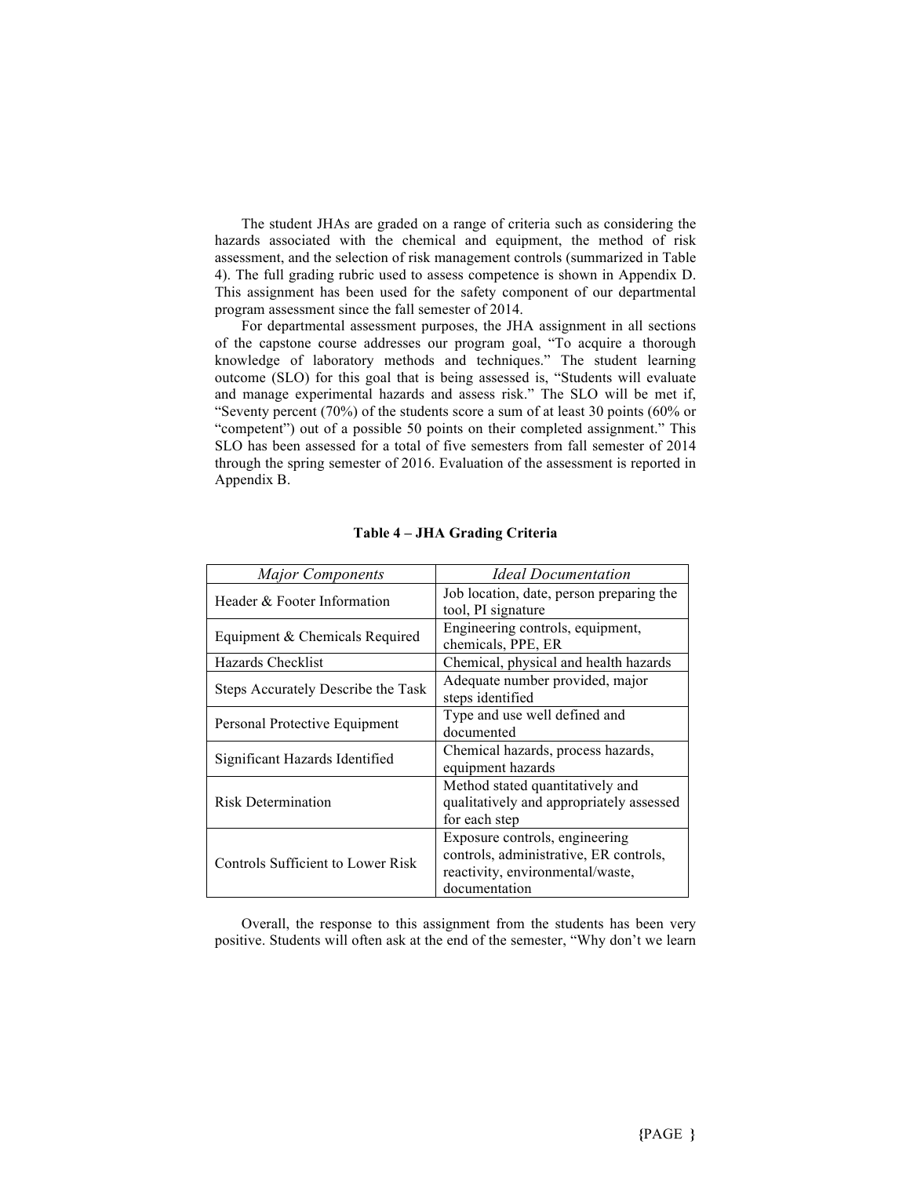The student JHAs are graded on a range of criteria such as considering the hazards associated with the chemical and equipment, the method of risk assessment, and the selection of risk management controls (summarized in Table 4). The full grading rubric used to assess competence is shown in Appendix D. This assignment has been used for the safety component of our departmental program assessment since the fall semester of 2014.

For departmental assessment purposes, the JHA assignment in all sections of the capstone course addresses our program goal, "To acquire a thorough knowledge of laboratory methods and techniques." The student learning outcome (SLO) for this goal that is being assessed is, "Students will evaluate and manage experimental hazards and assess risk." The SLO will be met if, "Seventy percent (70%) of the students score a sum of at least 30 points (60% or "competent") out of a possible 50 points on their completed assignment." This SLO has been assessed for a total of five semesters from fall semester of 2014 through the spring semester of 2016. Evaluation of the assessment is reported in Appendix B.

**Table 4 – JHA Grading Criteria**

| *Major Components* | *Ideal Documentation* |
|---|---|
| Header & Footer Information | Job location, date, person preparing the tool, PI signature |
| Equipment & Chemicals Required | Engineering controls, equipment, chemicals, PPE, ER |
| Hazards Checklist | Chemical, physical and health hazards |
| Steps Accurately Describe the Task | Adequate number provided, major steps identified |
| Personal Protective Equipment | Type and use well defined and documented |
| Significant Hazards Identified | Chemical hazards, process hazards, equipment hazards |
| Risk Determination | Method stated quantitatively and qualitatively and appropriately assessed for each step |
| Controls Sufficient to Lower Risk | Exposure controls, engineering controls, administrative, ER controls, reactivity, environmental/waste, documentation |

Overall, the response to this assignment from the students has been very positive. Students will often ask at the end of the semester, "Why don't we learn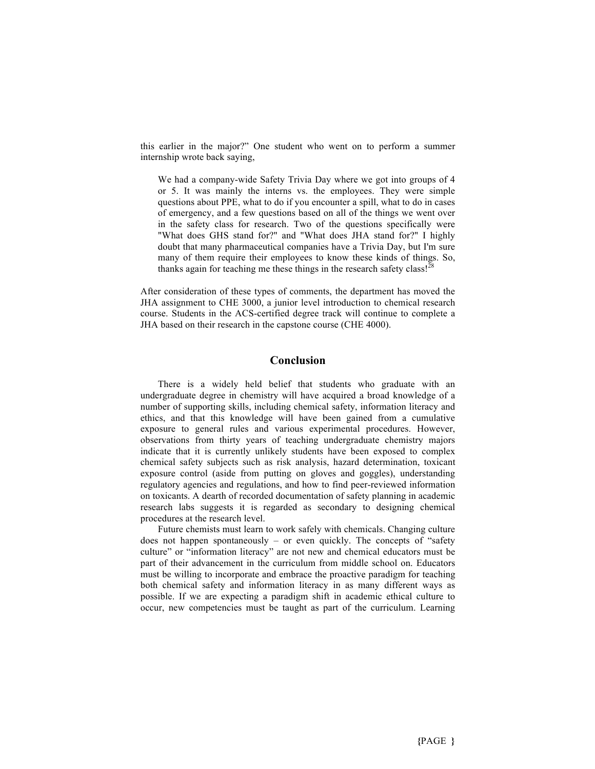this earlier in the major?" One student who went on to perform a summer internship wrote back saying,

> We had a company-wide Safety Trivia Day where we got into groups of 4 or 5. It was mainly the interns vs. the employees. They were simple questions about PPE, what to do if you encounter a spill, what to do in cases of emergency, and a few questions based on all of the things we went over in the safety class for research. Two of the questions specifically were "What does GHS stand for?" and "What does JHA stand for?" I highly doubt that many pharmaceutical companies have a Trivia Day, but I'm sure many of them require their employees to know these kinds of things. So, thanks again for teaching me these things in the research safety class![28]

After consideration of these types of comments, the department has moved the JHA assignment to CHE 3000, a junior level introduction to chemical research course. Students in the ACS-certified degree track will continue to complete a JHA based on their research in the capstone course (CHE 4000).

## Conclusion

There is a widely held belief that students who graduate with an undergraduate degree in chemistry will have acquired a broad knowledge of a number of supporting skills, including chemical safety, information literacy and ethics, and that this knowledge will have been gained from a cumulative exposure to general rules and various experimental procedures. However, observations from thirty years of teaching undergraduate chemistry majors indicate that it is currently unlikely students have been exposed to complex chemical safety subjects such as risk analysis, hazard determination, toxicant exposure control (aside from putting on gloves and goggles), understanding regulatory agencies and regulations, and how to find peer-reviewed information on toxicants. A dearth of recorded documentation of safety planning in academic research labs suggests it is regarded as secondary to designing chemical procedures at the research level.

Future chemists must learn to work safely with chemicals. Changing culture does not happen spontaneously – or even quickly. The concepts of "safety culture" or "information literacy" are not new and chemical educators must be part of their advancement in the curriculum from middle school on. Educators must be willing to incorporate and embrace the proactive paradigm for teaching both chemical safety and information literacy in as many different ways as possible. If we are expecting a paradigm shift in academic ethical culture to occur, new competencies must be taught as part of the curriculum. Learning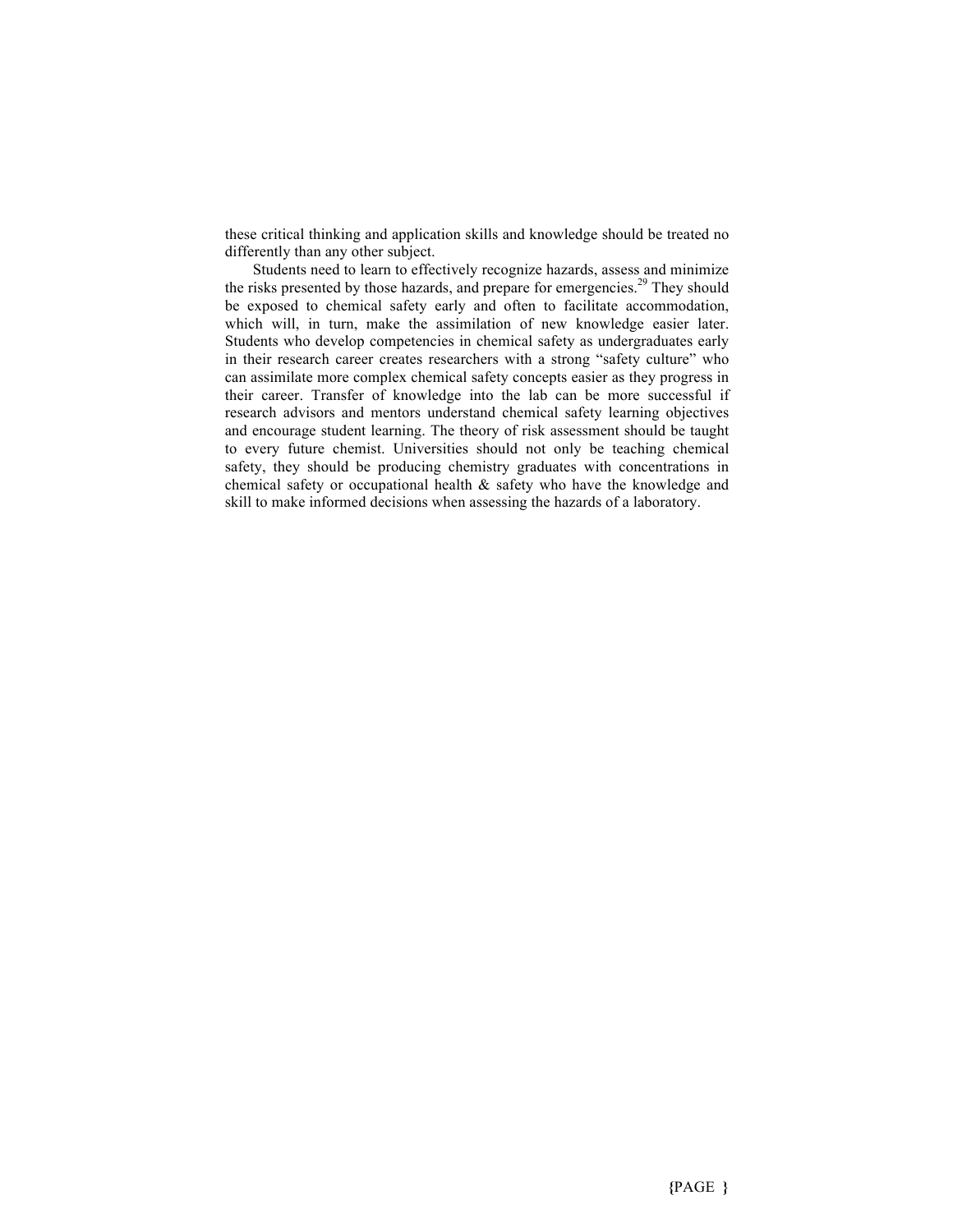these critical thinking and application skills and knowledge should be treated no differently than any other subject.

Students need to learn to effectively recognize hazards, assess and minimize the risks presented by those hazards, and prepare for emergencies.[29] They should be exposed to chemical safety early and often to facilitate accommodation, which will, in turn, make the assimilation of new knowledge easier later. Students who develop competencies in chemical safety as undergraduates early in their research career creates researchers with a strong "safety culture" who can assimilate more complex chemical safety concepts easier as they progress in their career. Transfer of knowledge into the lab can be more successful if research advisors and mentors understand chemical safety learning objectives and encourage student learning. The theory of risk assessment should be taught to every future chemist. Universities should not only be teaching chemical safety, they should be producing chemistry graduates with concentrations in chemical safety or occupational health & safety who have the knowledge and skill to make informed decisions when assessing the hazards of a laboratory.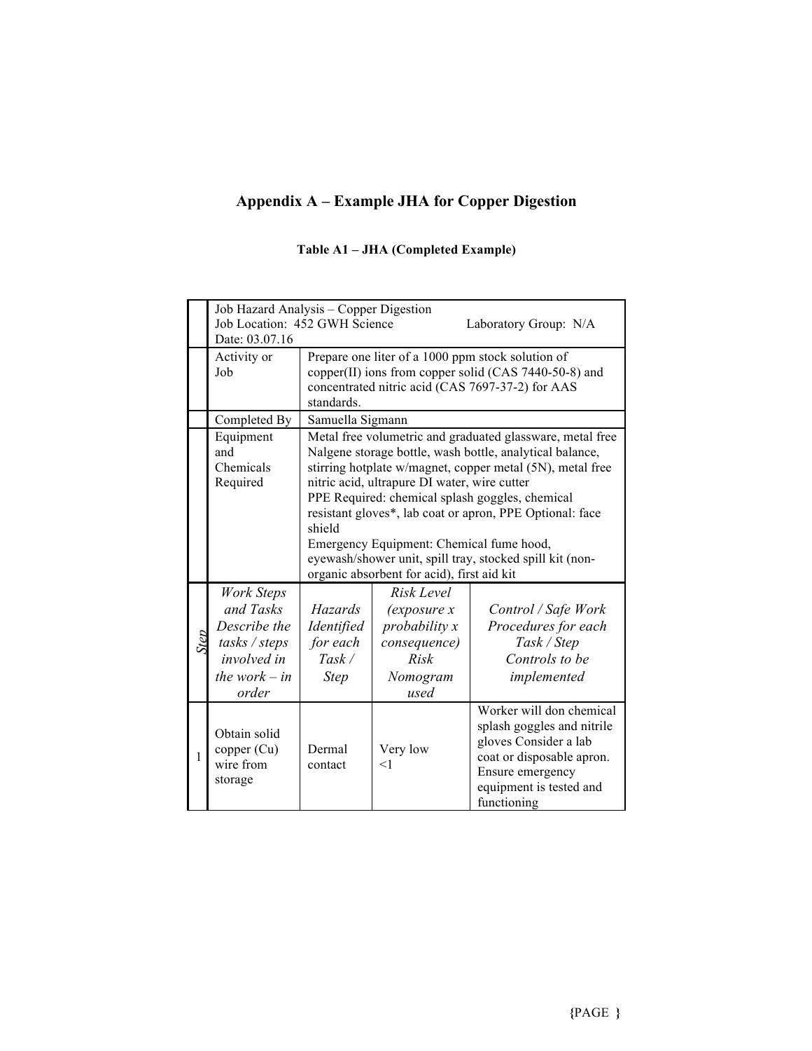# Appendix A – Example JHA for Copper Digestion

**Table A1 – JHA (Completed Example)**

| | Job Hazard Analysis – Copper Digestion<br>Job Location: 452 GWH Science Laboratory Group: N/A<br>Date: 03.07.16 | | | |
|---|---|---|---|---|
| | Activity or Job | Prepare one liter of a 1000 ppm stock solution of copper(II) ions from copper solid (CAS 7440-50-8) and concentrated nitric acid (CAS 7697-37-2) for AAS standards. | | |
| | Completed By | Samuella Sigmann | | |
| | Equipment and Chemicals Required | Metal free volumetric and graduated glassware, metal free Nalgene storage bottle, wash bottle, analytical balance, stirring hotplate w/magnet, copper metal (5N), metal free nitric acid, ultrapure DI water, wire cutter<br>PPE Required: chemical splash goggles, chemical resistant gloves*, lab coat or apron, PPE Optional: face shield<br>Emergency Equipment: Chemical fume hood, eyewash/shower unit, spill tray, stocked spill kit (non-organic absorbent for acid), first aid kit | | |
| *Step* | *Work Steps and Tasks Describe the tasks / steps involved in the work – in order* | *Hazards Identified for each Task / Step* | *Risk Level (exposure x probability x consequence) Risk Nomogram used* | *Control / Safe Work Procedures for each Task / Step Controls to be implemented* |
| 1 | Obtain solid copper (Cu) wire from storage | Dermal contact | Very low <1 | Worker will don chemical splash goggles and nitrile gloves Consider a lab coat or disposable apron. Ensure emergency equipment is tested and functioning |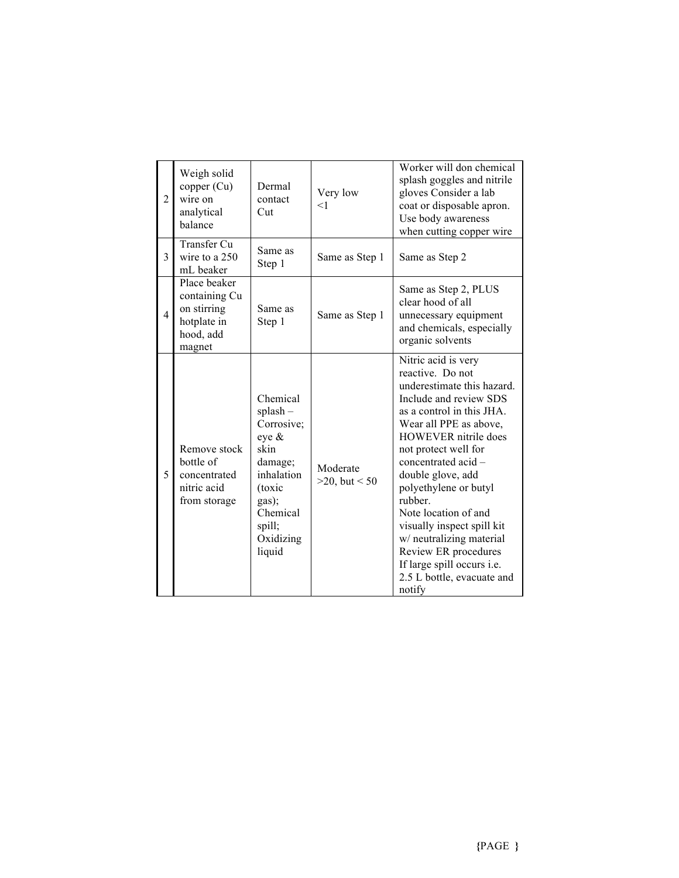| | | | | |
|---|---|---|---|---|
| 2 | Weigh solid copper (Cu) wire on analytical balance | Dermal contact Cut | Very low <1 | Worker will don chemical splash goggles and nitrile gloves Consider a lab coat or disposable apron. Use body awareness when cutting copper wire |
| 3 | Transfer Cu wire to a 250 mL beaker | Same as Step 1 | Same as Step 1 | Same as Step 2 |
| 4 | Place beaker containing Cu on stirring hotplate in hood, add magnet | Same as Step 1 | Same as Step 1 | Same as Step 2, PLUS clear hood of all unnecessary equipment and chemicals, especially organic solvents |
| 5 | Remove stock bottle of concentrated nitric acid from storage | Chemical splash – Corrosive; eye & skin damage; inhalation (toxic gas); Chemical spill; Oxidizing liquid | Moderate >20, but < 50 | Nitric acid is very reactive. Do not underestimate this hazard. Include and review SDS as a control in this JHA. Wear all PPE as above, HOWEVER nitrile does not protect well for concentrated acid – double glove, add polyethylene or butyl rubber. Note location of and visually inspect spill kit w/ neutralizing material Review ER procedures If large spill occurs i.e. 2.5 L bottle, evacuate and notify |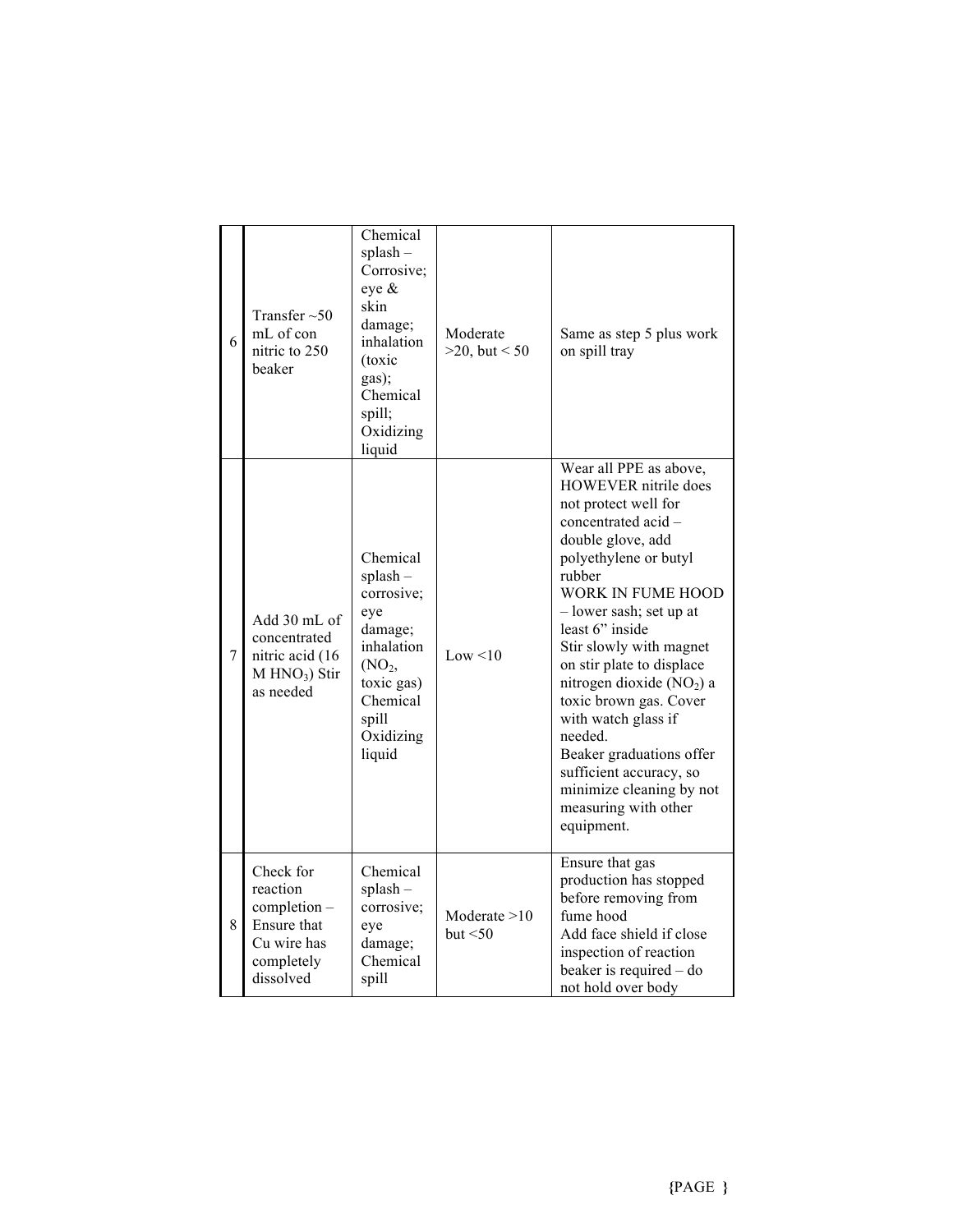| 6 | Transfer ~50 mL of con nitric to 250 beaker | Chemical splash – Corrosive; eye & skin damage; inhalation (toxic gas); Chemical spill; Oxidizing liquid | Moderate >20, but < 50 | Same as step 5 plus work on spill tray |
|---|---|---|---|---|
| 7 | Add 30 mL of concentrated nitric acid (16 M $HNO_3$) Stir as needed | Chemical splash – corrosive; eye damage; inhalation ($NO_2$, toxic gas) Chemical spill Oxidizing liquid | Low <10 | Wear all PPE as above, HOWEVER nitrile does not protect well for concentrated acid – double glove, add polyethylene or butyl rubber<br>WORK IN FUME HOOD – lower sash; set up at least 6" inside<br>Stir slowly with magnet on stir plate to displace nitrogen dioxide ($NO_2$) a toxic brown gas. Cover with watch glass if needed.<br>Beaker graduations offer sufficient accuracy, so minimize cleaning by not measuring with other equipment. |
| 8 | Check for reaction completion – Ensure that Cu wire has completely dissolved | Chemical splash – corrosive; eye damage; Chemical spill | Moderate >10 but <50 | Ensure that gas production has stopped before removing from fume hood<br>Add face shield if close inspection of reaction beaker is required – do not hold over body |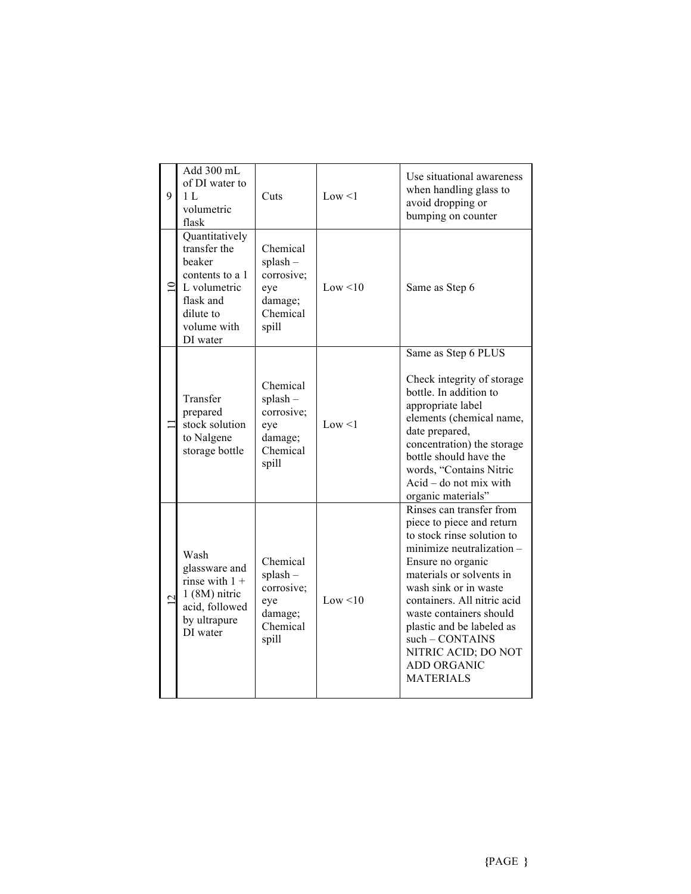| | | | | |
|---|---|---|---|---|
| 9 | Add 300 mL of DI water to 1 L volumetric flask | Cuts | Low <1 | Use situational awareness when handling glass to avoid dropping or bumping on counter |
| 10 | Quantitatively transfer the beaker contents to a 1 L volumetric flask and dilute to volume with DI water | Chemical splash – corrosive; eye damage; Chemical spill | Low <10 | Same as Step 6 |
| 11 | Transfer prepared stock solution to Nalgene storage bottle | Chemical splash – corrosive; eye damage; Chemical spill | Low <1 | Same as Step 6 PLUS<br><br>Check integrity of storage bottle. In addition to appropriate label elements (chemical name, date prepared, concentration) the storage bottle should have the words, "Contains Nitric Acid – do not mix with organic materials" |
| 12 | Wash glassware and rinse with 1 + 1 (8M) nitric acid, followed by ultrapure DI water | Chemical splash – corrosive; eye damage; Chemical spill | Low <10 | Rinses can transfer from piece to piece and return to stock rinse solution to minimize neutralization – Ensure no organic materials or solvents in wash sink or in waste containers. All nitric acid waste containers should plastic and be labeled as such – CONTAINS NITRIC ACID; DO NOT ADD ORGANIC MATERIALS |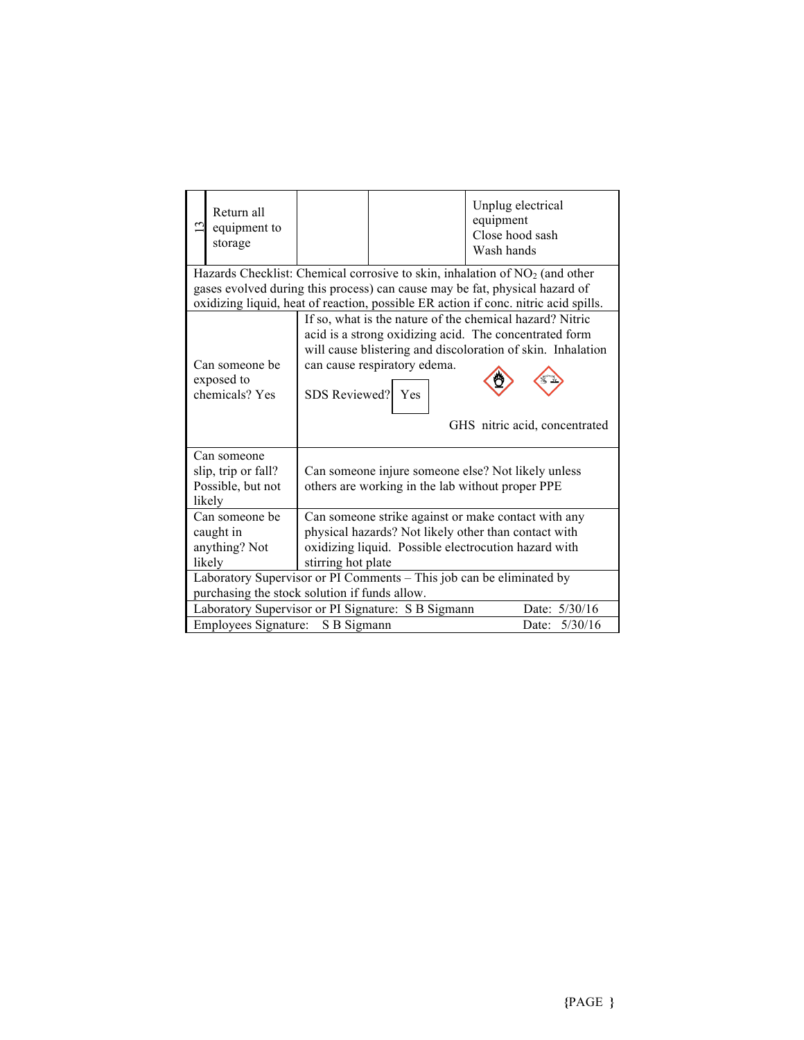| 13 | Return all equipment to storage | | | Unplug electrical equipment<br>Close hood sash<br>Wash hands |
|---|---|---|---|---|

Hazards Checklist: Chemical corrosive to skin, inhalation of $NO_2$ (and other gases evolved during this process) can cause may be fat, physical hazard of oxidizing liquid, heat of reaction, possible ER action if conc. nitric acid spills.

| | |
|---|---|
| Can someone be exposed to chemicals? Yes | If so, what is the nature of the chemical hazard? Nitric acid is a strong oxidizing acid. The concentrated form will cause blistering and discoloration of skin. Inhalation can cause respiratory edema.<br>SDS Reviewed? Yes<br>GHS nitric acid, concentrated |
| Can someone slip, trip or fall? Possible, but not likely | Can someone injure someone else? Not likely unless others are working in the lab without proper PPE |
| Can someone be caught in anything? Not likely | Can someone strike against or make contact with any physical hazards? Not likely other than contact with oxidizing liquid. Possible electrocution hazard with stirring hot plate |

Laboratory Supervisor or PI Comments – This job can be eliminated by purchasing the stock solution if funds allow.

Laboratory Supervisor or PI Signature: S B Sigmann Date: 5/30/16

Employees Signature: S B Sigmann Date: 5/30/16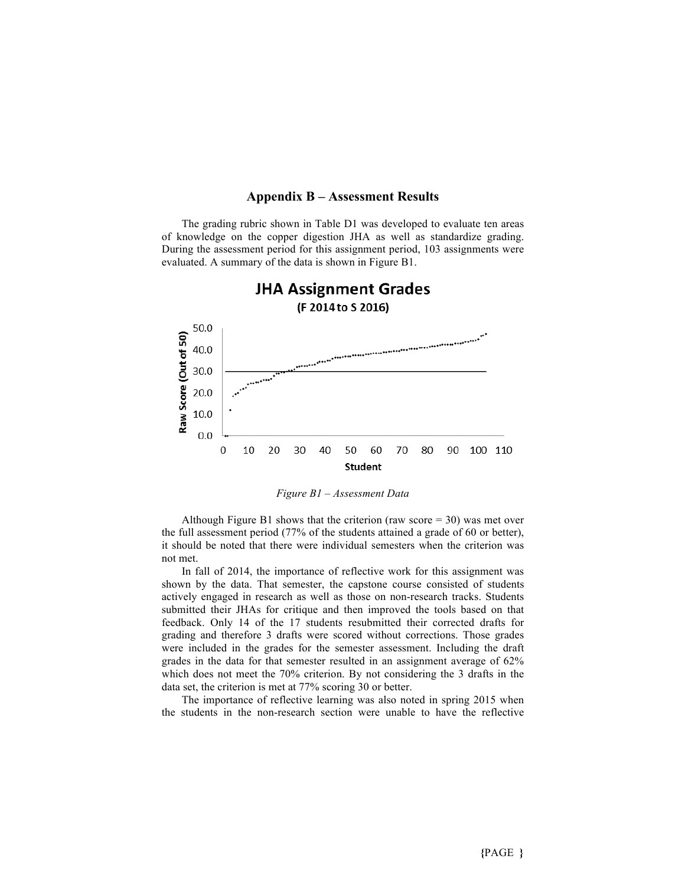## Appendix B – Assessment Results

The grading rubric shown in Table D1 was developed to evaluate ten areas of knowledge on the copper digestion JHA as well as standardize grading. During the assessment period for this assignment period, 103 assignments were evaluated. A summary of the data is shown in Figure B1.

*Figure B1 – Assessment Data*

Although Figure B1 shows that the criterion (raw score = 30) was met over the full assessment period (77% of the students attained a grade of 60 or better), it should be noted that there were individual semesters when the criterion was not met.

In fall of 2014, the importance of reflective work for this assignment was shown by the data. That semester, the capstone course consisted of students actively engaged in research as well as those on non-research tracks. Students submitted their JHAs for critique and then improved the tools based on that feedback. Only 14 of the 17 students resubmitted their corrected drafts for grading and therefore 3 drafts were scored without corrections. Those grades were included in the grades for the semester assessment. Including the draft grades in the data for that semester resulted in an assignment average of 62% which does not meet the 70% criterion. By not considering the 3 drafts in the data set, the criterion is met at 77% scoring 30 or better.

The importance of reflective learning was also noted in spring 2015 when the students in the non-research section were unable to have the reflective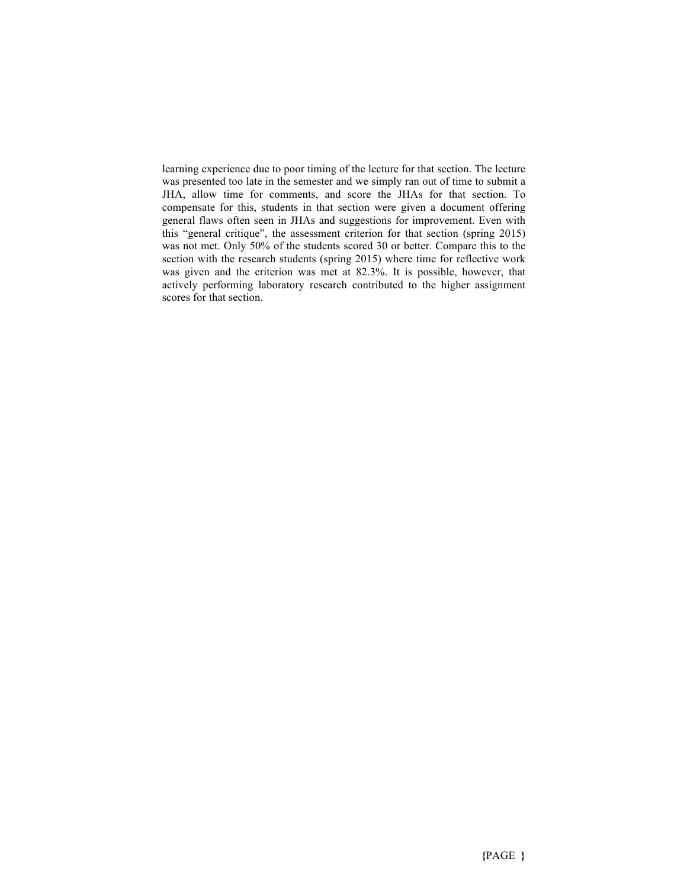learning experience due to poor timing of the lecture for that section. The lecture was presented too late in the semester and we simply ran out of time to submit a JHA, allow time for comments, and score the JHAs for that section. To compensate for this, students in that section were given a document offering general flaws often seen in JHAs and suggestions for improvement. Even with this "general critique", the assessment criterion for that section (spring 2015) was not met. Only 50% of the students scored 30 or better. Compare this to the section with the research students (spring 2015) where time for reflective work was given and the criterion was met at 82.3%. It is possible, however, that actively performing laboratory research contributed to the higher assignment scores for that section.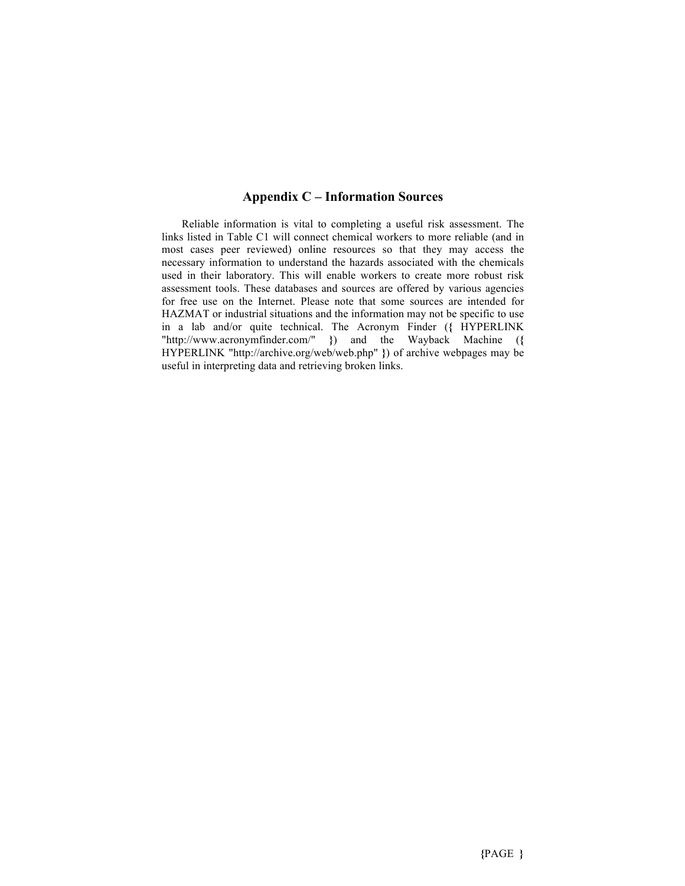## Appendix C – Information Sources

Reliable information is vital to completing a useful risk assessment. The links listed in Table C1 will connect chemical workers to more reliable (and in most cases peer reviewed) online resources so that they may access the necessary information to understand the hazards associated with the chemicals used in their laboratory. This will enable workers to create more robust risk assessment tools. These databases and sources are offered by various agencies for free use on the Internet. Please note that some sources are intended for HAZMAT or industrial situations and the information may not be specific to use in a lab and/or quite technical. The Acronym Finder ({ HYPERLINK "http://www.acronymfinder.com/" }) and the Wayback Machine ({ HYPERLINK "http://archive.org/web/web.php" }) of archive webpages may be useful in interpreting data and retrieving broken links.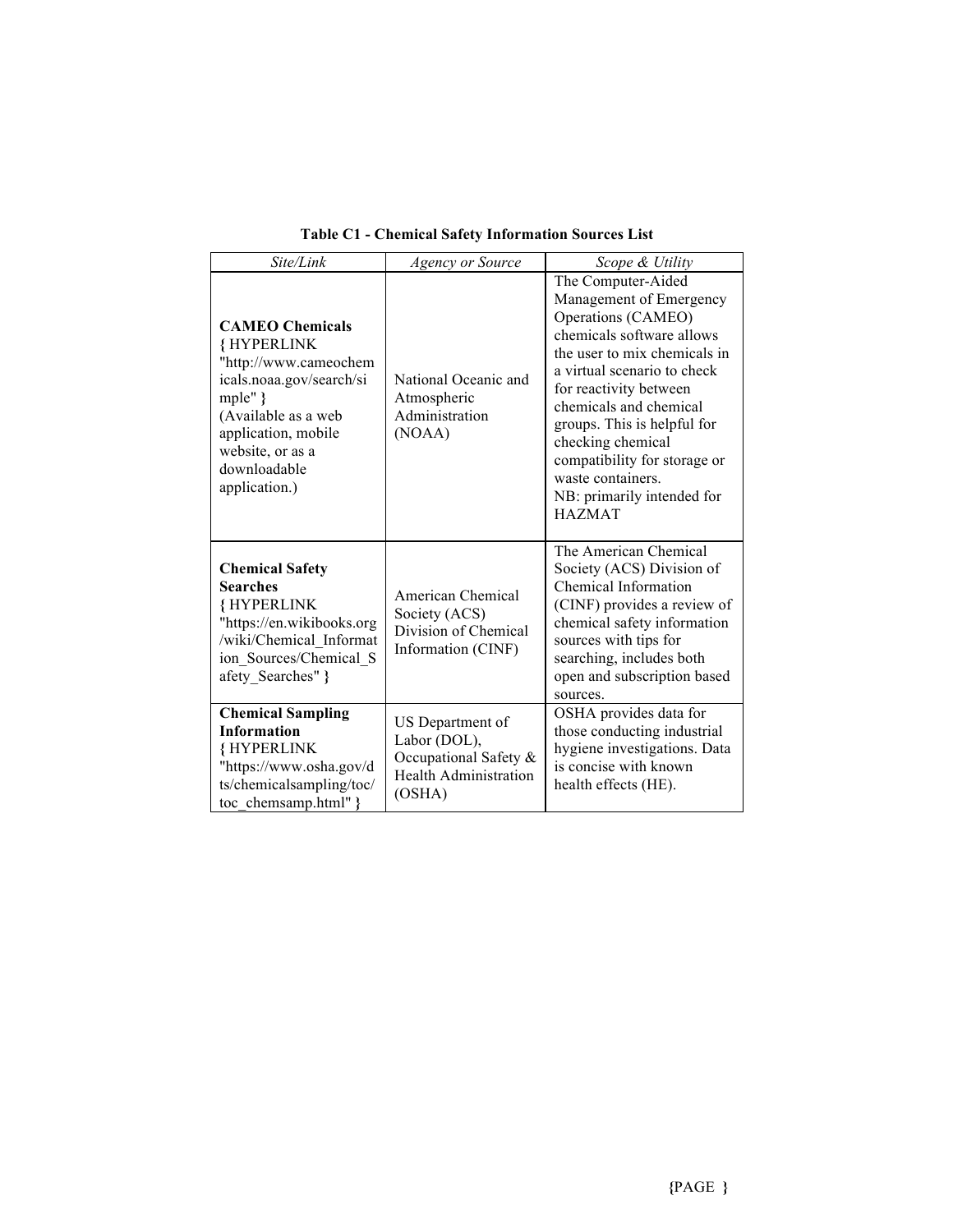**Table C1 - Chemical Safety Information Sources List**

| *Site/Link* | *Agency or Source* | *Scope & Utility* |
|---|---|---|
| **CAMEO Chemicals** { HYPERLINK "http://www.cameochemicals.noaa.gov/search/simple" } (Available as a web application, mobile website, or as a downloadable application.) | National Oceanic and Atmospheric Administration (NOAA) | The Computer-Aided Management of Emergency Operations (CAMEO) chemicals software allows the user to mix chemicals in a virtual scenario to check for reactivity between chemicals and chemical groups. This is helpful for checking chemical compatibility for storage or waste containers. NB: primarily intended for HAZMAT |
| **Chemical Safety Searches** { HYPERLINK "https://en.wikibooks.org/wiki/Chemical_Information_Sources/Chemical_Safety_Searches" } | American Chemical Society (ACS) Division of Chemical Information (CINF) | The American Chemical Society (ACS) Division of Chemical Information (CINF) provides a review of chemical safety information sources with tips for searching, includes both open and subscription based sources. |
| **Chemical Sampling Information** { HYPERLINK "https://www.osha.gov/dts/chemicalsampling/toc/toc_chemsamp.html" } | US Department of Labor (DOL), Occupational Safety & Health Administration (OSHA) | OSHA provides data for those conducting industrial hygiene investigations. Data is concise with known health effects (HE). |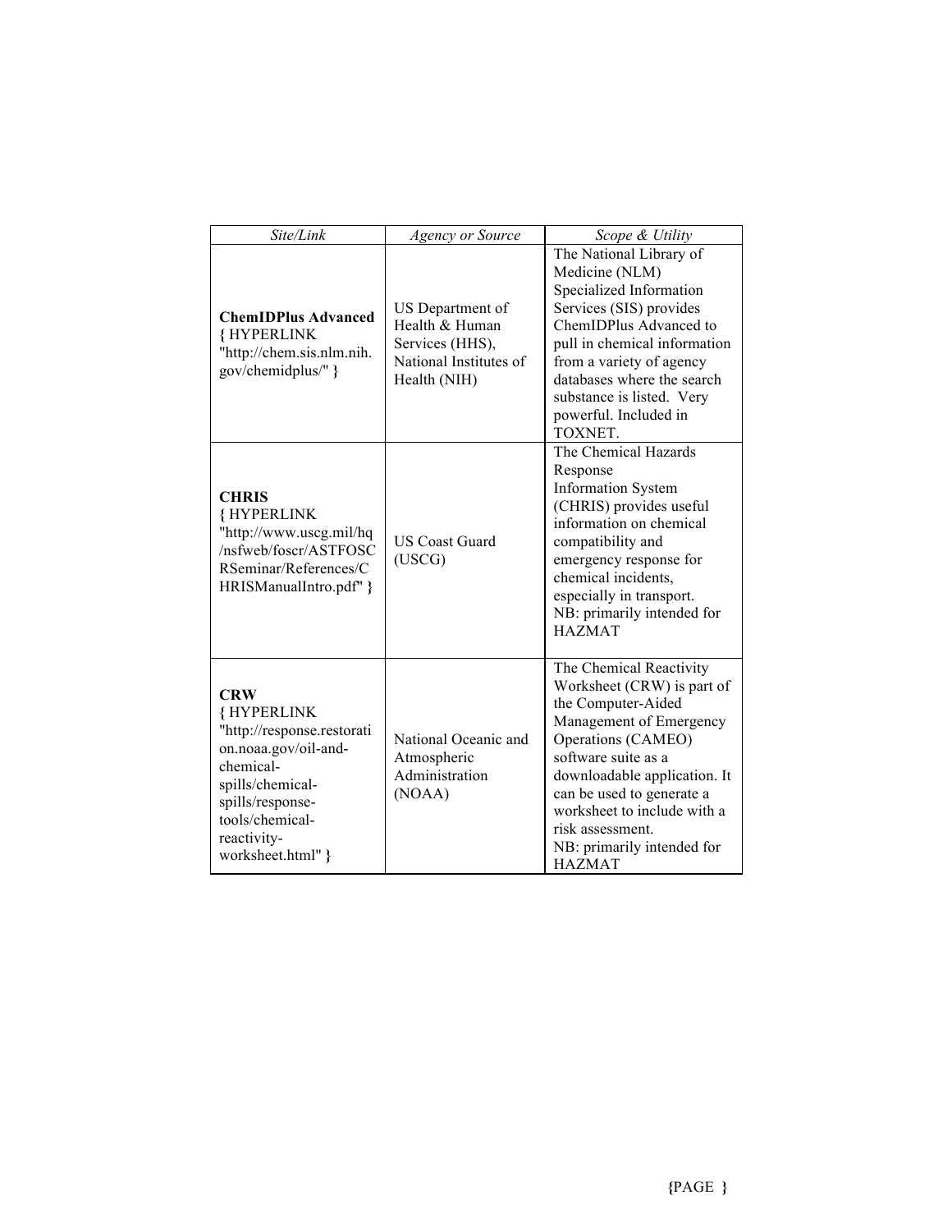| *Site/Link* | *Agency or Source* | *Scope & Utility* |
|---|---|---|
| **ChemIDPlus Advanced** { HYPERLINK "http://chem.sis.nlm.nih.gov/chemidplus/" } | US Department of Health & Human Services (HHS), National Institutes of Health (NIH) | The National Library of Medicine (NLM) Specialized Information Services (SIS) provides ChemIDPlus Advanced to pull in chemical information from a variety of agency databases where the search substance is listed. Very powerful. Included in TOXNET. |
| **CHRIS** { HYPERLINK "http://www.uscg.mil/hq/nsfweb/foscr/ASTFOSCRSeminar/References/CHRISManualIntro.pdf" } | US Coast Guard (USCG) | The Chemical Hazards Response Information System (CHRIS) provides useful information on chemical compatibility and emergency response for chemical incidents, especially in transport. NB: primarily intended for HAZMAT |
| **CRW** { HYPERLINK "http://response.restoration.noaa.gov/oil-and-chemical-spills/chemical-spills/response-tools/chemical-reactivity-worksheet.html" } | National Oceanic and Atmospheric Administration (NOAA) | The Chemical Reactivity Worksheet (CRW) is part of the Computer-Aided Management of Emergency Operations (CAMEO) software suite as a downloadable application. It can be used to generate a worksheet to include with a risk assessment. NB: primarily intended for HAZMAT |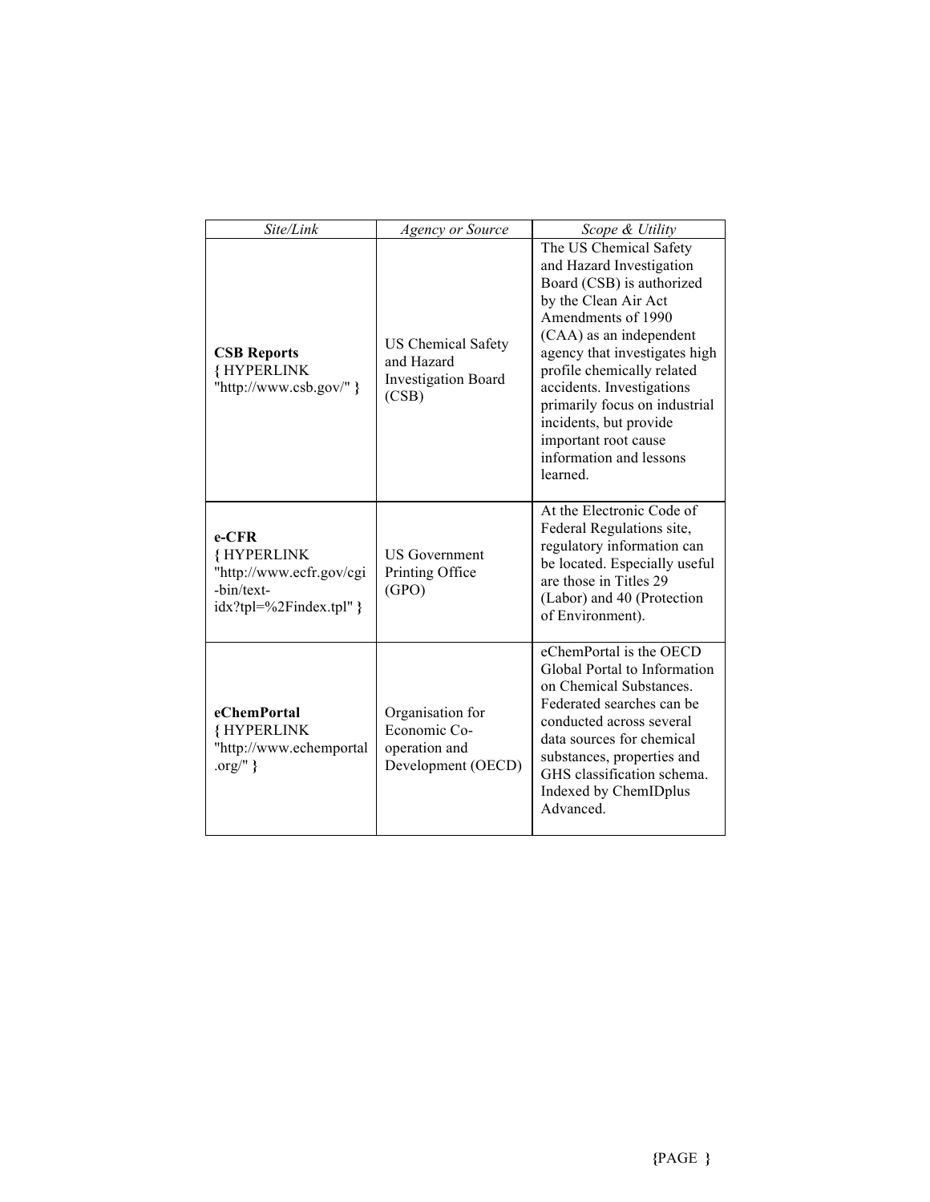| *Site/Link* | *Agency or Source* | *Scope & Utility* |
|---|---|---|
| **CSB Reports** { HYPERLINK "http://www.csb.gov/" } | US Chemical Safety and Hazard Investigation Board (CSB) | The US Chemical Safety and Hazard Investigation Board (CSB) is authorized by the Clean Air Act Amendments of 1990 (CAA) as an independent agency that investigates high profile chemically related accidents. Investigations primarily focus on industrial incidents, but provide important root cause information and lessons learned. |
| **e-CFR** { HYPERLINK "http://www.ecfr.gov/cgi-bin/text-idx?tpl=%2Findex.tpl" } | US Government Printing Office (GPO) | At the Electronic Code of Federal Regulations site, regulatory information can be located. Especially useful are those in Titles 29 (Labor) and 40 (Protection of Environment). |
| **eChemPortal** { HYPERLINK "http://www.echemportal.org/" } | Organisation for Economic Co-operation and Development (OECD) | eChemPortal is the OECD Global Portal to Information on Chemical Substances. Federated searches can be conducted across several data sources for chemical substances, properties and GHS classification schema. Indexed by ChemIDplus Advanced. |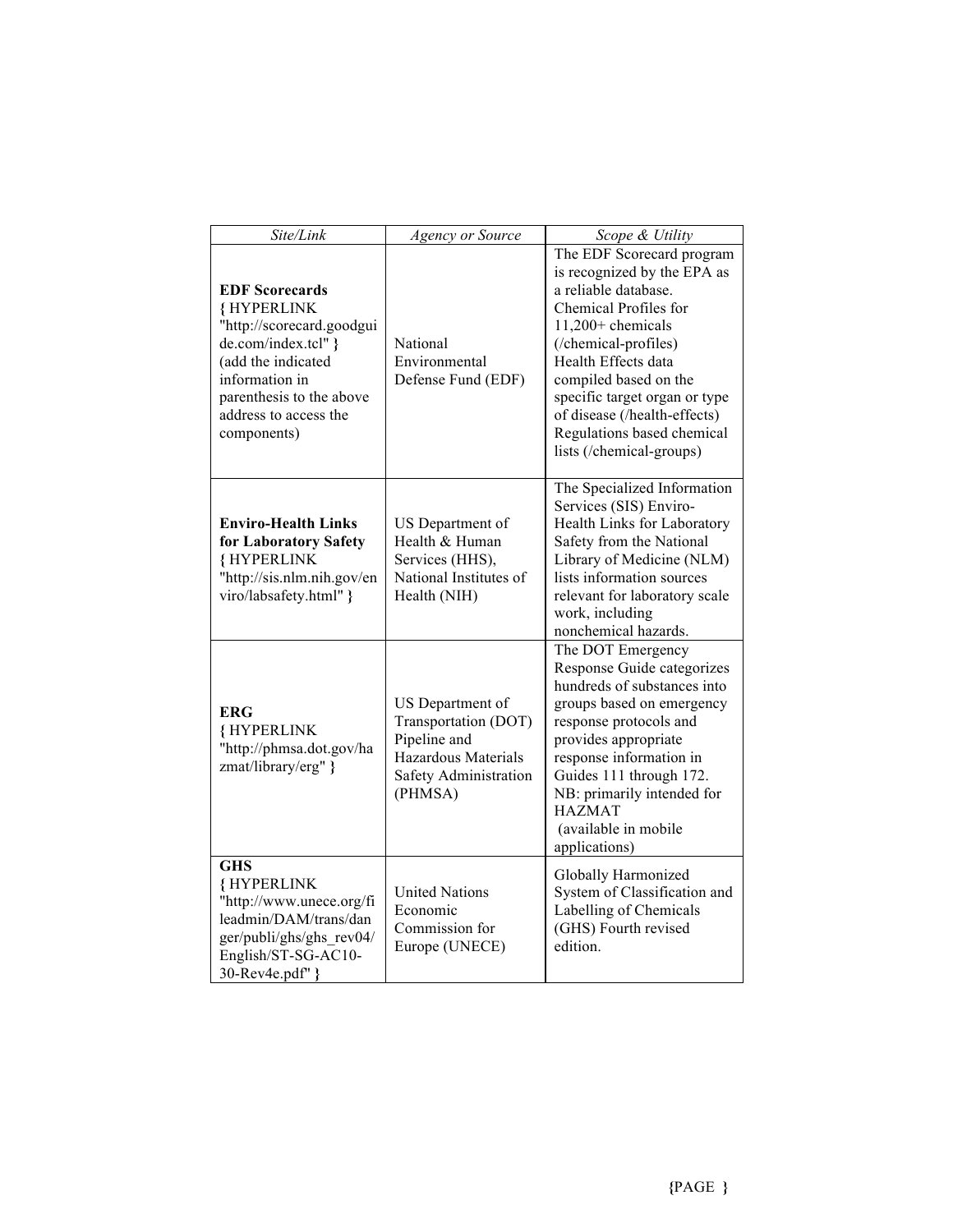| *Site/Link* | *Agency or Source* | *Scope & Utility* |
|---|---|---|
| **EDF Scorecards** { HYPERLINK "http://scorecard.goodguide.com/index.tcl" } (add the indicated information in parenthesis to the above address to access the components) | National Environmental Defense Fund (EDF) | The EDF Scorecard program is recognized by the EPA as a reliable database. Chemical Profiles for 11,200+ chemicals (/chemical-profiles) Health Effects data compiled based on the specific target organ or type of disease (/health-effects) Regulations based chemical lists (/chemical-groups) |
| **Enviro-Health Links for Laboratory Safety** { HYPERLINK "http://sis.nlm.nih.gov/enviro/labsafety.html" } | US Department of Health & Human Services (HHS), National Institutes of Health (NIH) | The Specialized Information Services (SIS) Enviro-Health Links for Laboratory Safety from the National Library of Medicine (NLM) lists information sources relevant for laboratory scale work, including nonchemical hazards. |
| **ERG** { HYPERLINK "http://phmsa.dot.gov/hazmat/library/erg" } | US Department of Transportation (DOT) Pipeline and Hazardous Materials Safety Administration (PHMSA) | The DOT Emergency Response Guide categorizes hundreds of substances into groups based on emergency response protocols and provides appropriate response information in Guides 111 through 172. NB: primarily intended for HAZMAT (available in mobile applications) |
| **GHS** { HYPERLINK "http://www.unece.org/fileadmin/DAM/trans/danger/publi/ghs/ghs_rev04/English/ST-SG-AC10-30-Rev4e.pdf" } | United Nations Economic Commission for Europe (UNECE) | Globally Harmonized System of Classification and Labelling of Chemicals (GHS) Fourth revised edition. |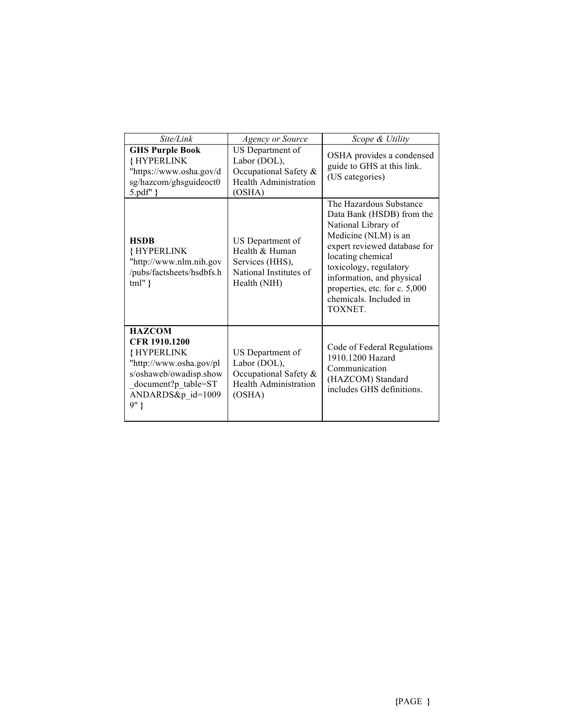| *Site/Link* | *Agency or Source* | *Scope & Utility* |
|---|---|---|
| **GHS Purple Book** { HYPERLINK "https://www.osha.gov/dsg/hazcom/ghsguideoct05.pdf" } | US Department of Labor (DOL), Occupational Safety & Health Administration (OSHA) | OSHA provides a condensed guide to GHS at this link. (US categories) |
| **HSDB** { HYPERLINK "http://www.nlm.nih.gov/pubs/factsheets/hsdbfs.html" } | US Department of Health & Human Services (HHS), National Institutes of Health (NIH) | The Hazardous Substance Data Bank (HSDB) from the National Library of Medicine (NLM) is an expert reviewed database for locating chemical toxicology, regulatory information, and physical properties, etc. for c. 5,000 chemicals. Included in TOXNET. |
| **HAZCOM CFR 1910.1200** { HYPERLINK "http://www.osha.gov/pls/oshaweb/owadisp.show_document?p_table=STANDARDS&p_id=10099" } | US Department of Labor (DOL), Occupational Safety & Health Administration (OSHA) | Code of Federal Regulations 1910.1200 Hazard Communication (HAZCOM) Standard includes GHS definitions. |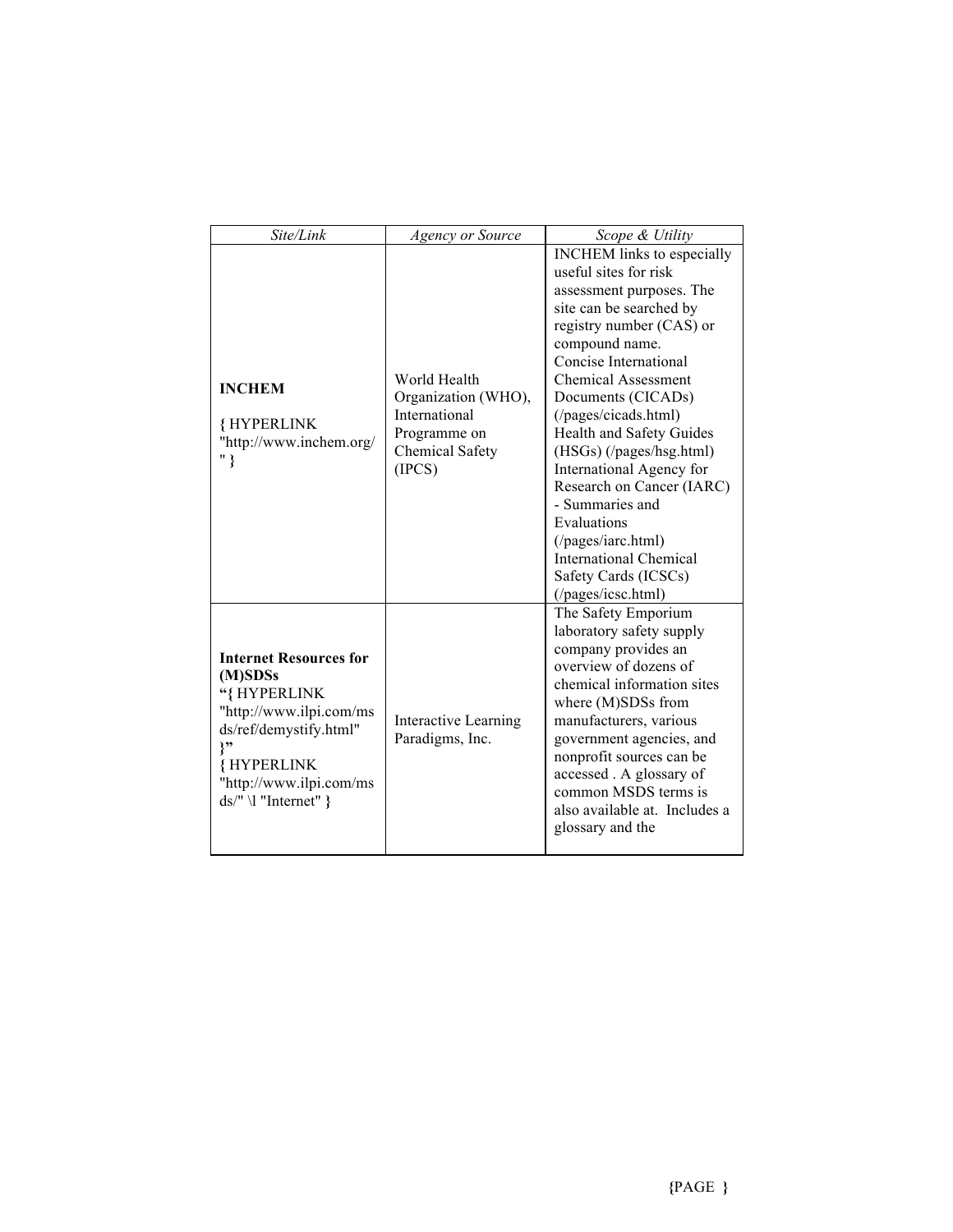| *Site/Link* | *Agency or Source* | *Scope & Utility* |
|---|---|---|
| **INCHEM** { HYPERLINK "http://www.inchem.org/" } | World Health Organization (WHO), International Programme on Chemical Safety (IPCS) | INCHEM links to especially useful sites for risk assessment purposes. The site can be searched by registry number (CAS) or compound name. Concise International Chemical Assessment Documents (CICADs) (/pages/cicads.html) Health and Safety Guides (HSGs) (/pages/hsg.html) International Agency for Research on Cancer (IARC) - Summaries and Evaluations (/pages/iarc.html) International Chemical Safety Cards (ICSCs) (/pages/icsc.html) |
| **Internet Resources for (M)SDSs** **"{** HYPERLINK "http://www.ilpi.com/msds/ref/demystify.html" **}"** **{** HYPERLINK "http://www.ilpi.com/msds/" \l "Internet" **}** | Interactive Learning Paradigms, Inc. | The Safety Emporium laboratory safety supply company provides an overview of dozens of chemical information sites where (M)SDSs from manufacturers, various government agencies, and nonprofit sources can be accessed . A glossary of common MSDS terms is also available at. Includes a glossary and the |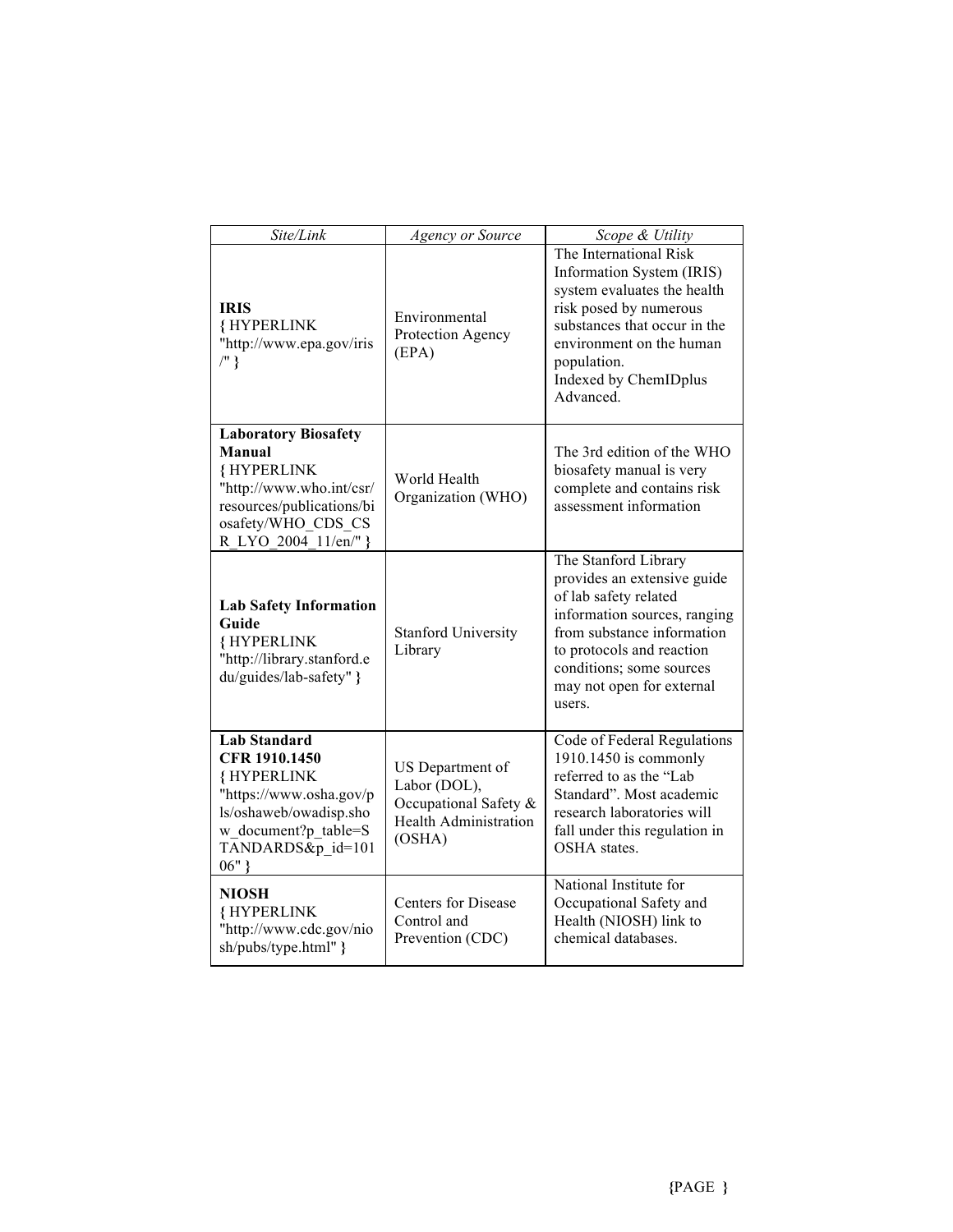| *Site/Link* | *Agency or Source* | *Scope & Utility* |
|---|---|---|
| **IRIS** { HYPERLINK "http://www.epa.gov/iris/" } | Environmental Protection Agency (EPA) | The International Risk Information System (IRIS) system evaluates the health risk posed by numerous substances that occur in the environment on the human population. Indexed by ChemIDplus Advanced. |
| **Laboratory Biosafety Manual** { HYPERLINK "http://www.who.int/csr/resources/publications/biosafety/WHO_CDS_CSR_LYO_2004_11/en/" } | World Health Organization (WHO) | The 3rd edition of the WHO biosafety manual is very complete and contains risk assessment information |
| **Lab Safety Information Guide** { HYPERLINK "http://library.stanford.edu/guides/lab-safety" } | Stanford University Library | The Stanford Library provides an extensive guide of lab safety related information sources, ranging from substance information to protocols and reaction conditions; some sources may not open for external users. |
| **Lab Standard CFR 1910.1450** { HYPERLINK "https://www.osha.gov/pls/oshaweb/owadisp.show_document?p_table=STANDARDS&p_id=10106" } | US Department of Labor (DOL), Occupational Safety & Health Administration (OSHA) | Code of Federal Regulations 1910.1450 is commonly referred to as the "Lab Standard". Most academic research laboratories will fall under this regulation in OSHA states. |
| **NIOSH** { HYPERLINK "http://www.cdc.gov/niosh/pubs/type.html" } | Centers for Disease Control and Prevention (CDC) | National Institute for Occupational Safety and Health (NIOSH) link to chemical databases. |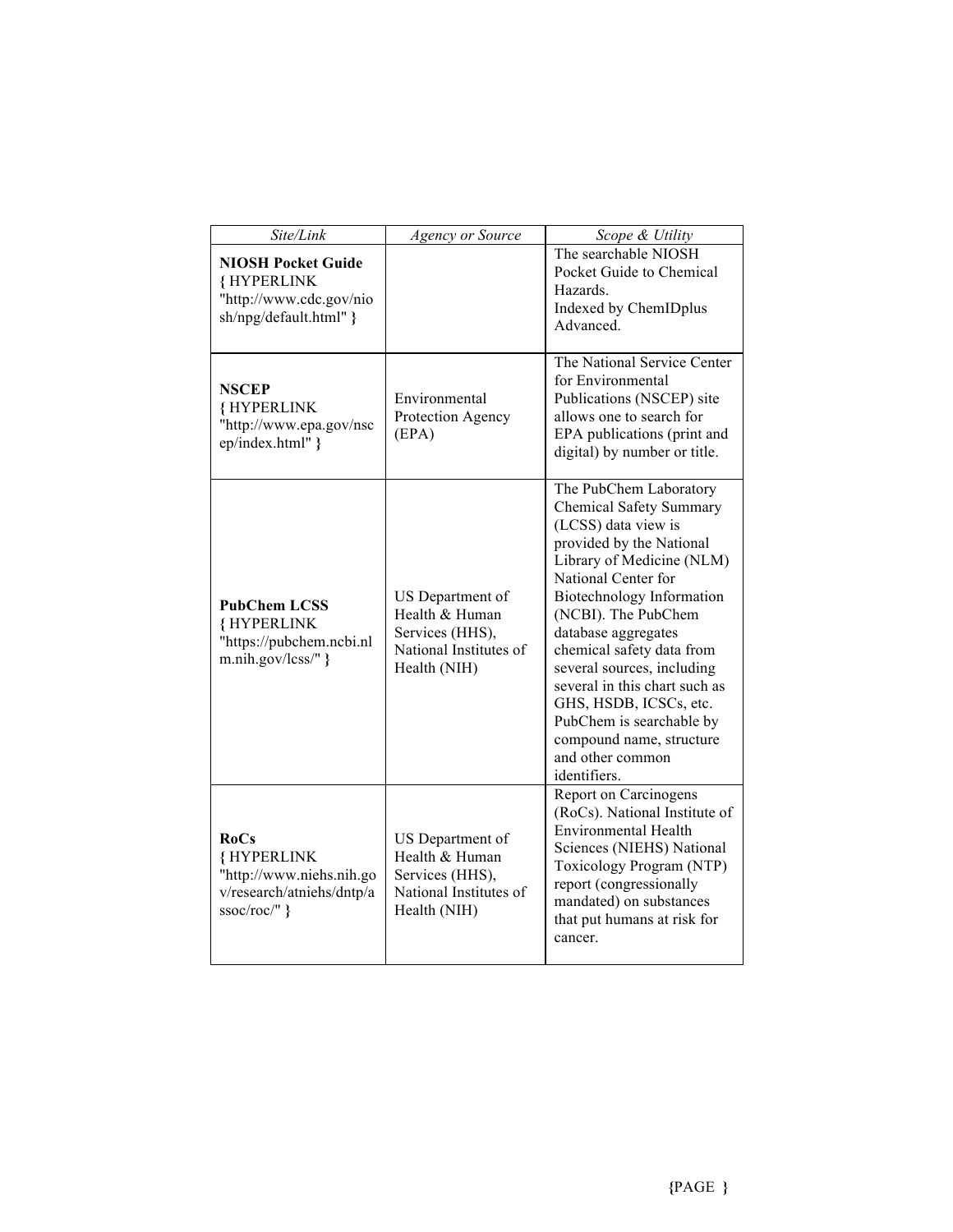| *Site/Link* | *Agency or Source* | *Scope & Utility* |
|---|---|---|
| **NIOSH Pocket Guide** { HYPERLINK "http://www.cdc.gov/niosh/npg/default.html" } | | The searchable NIOSH Pocket Guide to Chemical Hazards. Indexed by ChemIDplus Advanced. |
| **NSCEP** { HYPERLINK "http://www.epa.gov/nscep/index.html" } | Environmental Protection Agency (EPA) | The National Service Center for Environmental Publications (NSCEP) site allows one to search for EPA publications (print and digital) by number or title. |
| **PubChem LCSS** { HYPERLINK "https://pubchem.ncbi.nlm.nih.gov/lcss/" } | US Department of Health & Human Services (HHS), National Institutes of Health (NIH) | The PubChem Laboratory Chemical Safety Summary (LCSS) data view is provided by the National Library of Medicine (NLM) National Center for Biotechnology Information (NCBI). The PubChem database aggregates chemical safety data from several sources, including several in this chart such as GHS, HSDB, ICSCs, etc. PubChem is searchable by compound name, structure and other common identifiers. |
| **RoCs** { HYPERLINK "http://www.niehs.nih.gov/research/atniehs/dntp/assoc/roc/" } | US Department of Health & Human Services (HHS), National Institutes of Health (NIH) | Report on Carcinogens (RoCs). National Institute of Environmental Health Sciences (NIEHS) National Toxicology Program (NTP) report (congressionally mandated) on substances that put humans at risk for cancer. |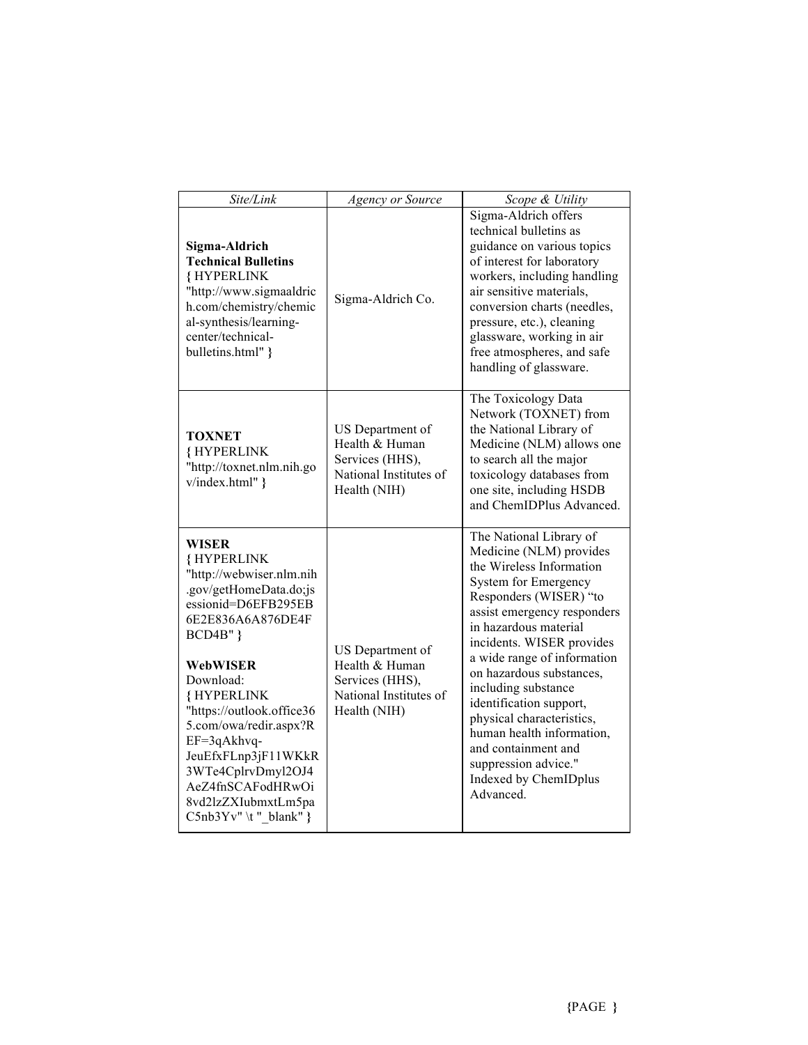| *Site/Link* | *Agency or Source* | *Scope & Utility* |
|---|---|---|
| **Sigma-Aldrich Technical Bulletins** { HYPERLINK "http://www.sigmaaldrich.com/chemistry/chemical-synthesis/learning-center/technical-bulletins.html" } | Sigma-Aldrich Co. | Sigma-Aldrich offers technical bulletins as guidance on various topics of interest for laboratory workers, including handling air sensitive materials, conversion charts (needles, pressure, etc.), cleaning glassware, working in air free atmospheres, and safe handling of glassware. |
| **TOXNET** { HYPERLINK "http://toxnet.nlm.nih.gov/index.html" } | US Department of Health & Human Services (HHS), National Institutes of Health (NIH) | The Toxicology Data Network (TOXNET) from the National Library of Medicine (NLM) allows one to search all the major toxicology databases from one site, including HSDB and ChemIDPlus Advanced. |
| **WISER** { HYPERLINK "http://webwiser.nlm.nih.gov/getHomeData.do;jsessionid=D6EFB295EB6E2E836A6A876DE4FBCD4B" } **WebWISER** Download: { HYPERLINK "https://outlook.office365.com/owa/redir.aspx?REF=3qAkhvq-JeuEfxFLnp3jF11WKkR3WTe4CplrvDmyl2OJ4AeZ4fnSCAFodHRwOi8vd2lzZXIubmxtLm5paC5nb3Yv" \t "_blank" } | US Department of Health & Human Services (HHS), National Institutes of Health (NIH) | The National Library of Medicine (NLM) provides the Wireless Information System for Emergency Responders (WISER) "to assist emergency responders in hazardous material incidents. WISER provides a wide range of information on hazardous substances, including substance identification support, physical characteristics, human health information, and containment and suppression advice." Indexed by ChemIDplus Advanced. |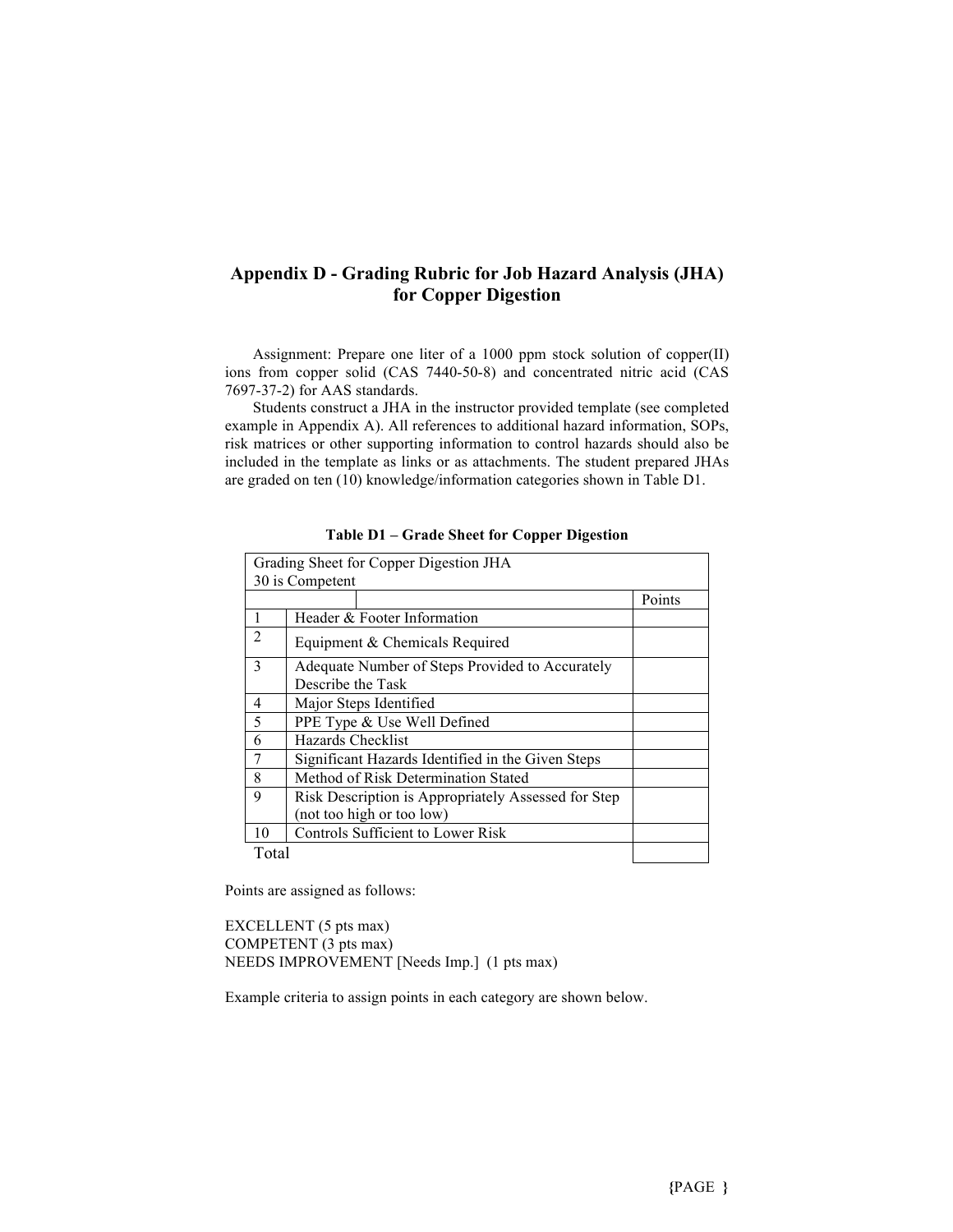## Appendix D - Grading Rubric for Job Hazard Analysis (JHA) for Copper Digestion

Assignment: Prepare one liter of a 1000 ppm stock solution of copper(II) ions from copper solid (CAS 7440-50-8) and concentrated nitric acid (CAS 7697-37-2) for AAS standards.

Students construct a JHA in the instructor provided template (see completed example in Appendix A). All references to additional hazard information, SOPs, risk matrices or other supporting information to control hazards should also be included in the template as links or as attachments. The student prepared JHAs are graded on ten (10) knowledge/information categories shown in Table D1.

**Table D1 – Grade Sheet for Copper Digestion**

| Grading Sheet for Copper Digestion JHA<br>30 is Competent | | |
|---|---|---|
| | | Points |
| 1 | Header & Footer Information | |
| 2 | Equipment & Chemicals Required | |
| 3 | Adequate Number of Steps Provided to Accurately Describe the Task | |
| 4 | Major Steps Identified | |
| 5 | PPE Type & Use Well Defined | |
| 6 | Hazards Checklist | |
| 7 | Significant Hazards Identified in the Given Steps | |
| 8 | Method of Risk Determination Stated | |
| 9 | Risk Description is Appropriately Assessed for Step (not too high or too low) | |
| 10 | Controls Sufficient to Lower Risk | |
| Total | | |

Points are assigned as follows:

EXCELLENT (5 pts max)
COMPETENT (3 pts max)
NEEDS IMPROVEMENT [Needs Imp.] (1 pts max)

Example criteria to assign points in each category are shown below.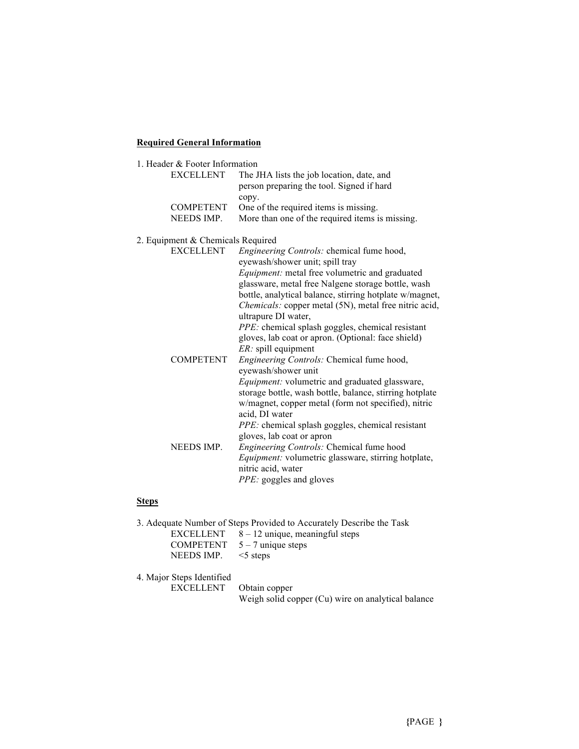**Required General Information**

1. Header & Footer Information

| | |
|---|---|
| EXCELLENT | The JHA lists the job location, date, and person preparing the tool. Signed if hard copy. |
| COMPETENT | One of the required items is missing. |
| NEEDS IMP. | More than one of the required items is missing. |

2. Equipment & Chemicals Required

| | |
|---|---|
| EXCELLENT | *Engineering Controls:* chemical fume hood, eyewash/shower unit; spill tray<br>*Equipment:* metal free volumetric and graduated glassware, metal free Nalgene storage bottle, wash bottle, analytical balance, stirring hotplate w/magnet,<br>*Chemicals:* copper metal (5N), metal free nitric acid, ultrapure DI water,<br>*PPE:* chemical splash goggles, chemical resistant gloves, lab coat or apron. (Optional: face shield)<br>*ER:* spill equipment |
| COMPETENT | *Engineering Controls:* Chemical fume hood, eyewash/shower unit<br>*Equipment:* volumetric and graduated glassware, storage bottle, wash bottle, balance, stirring hotplate w/magnet, copper metal (form not specified), nitric acid, DI water<br>*PPE:* chemical splash goggles, chemical resistant gloves, lab coat or apron |
| NEEDS IMP. | *Engineering Controls:* Chemical fume hood<br>*Equipment:* volumetric glassware, stirring hotplate, nitric acid, water<br>*PPE:* goggles and gloves |

**Steps**

3. Adequate Number of Steps Provided to Accurately Describe the Task

| | |
|---|---|
| EXCELLENT | 8 – 12 unique, meaningful steps |
| COMPETENT | 5 – 7 unique steps |
| NEEDS IMP. | <5 steps |

4. Major Steps Identified

| | |
|---|---|
| EXCELLENT | Obtain copper<br>Weigh solid copper (Cu) wire on analytical balance |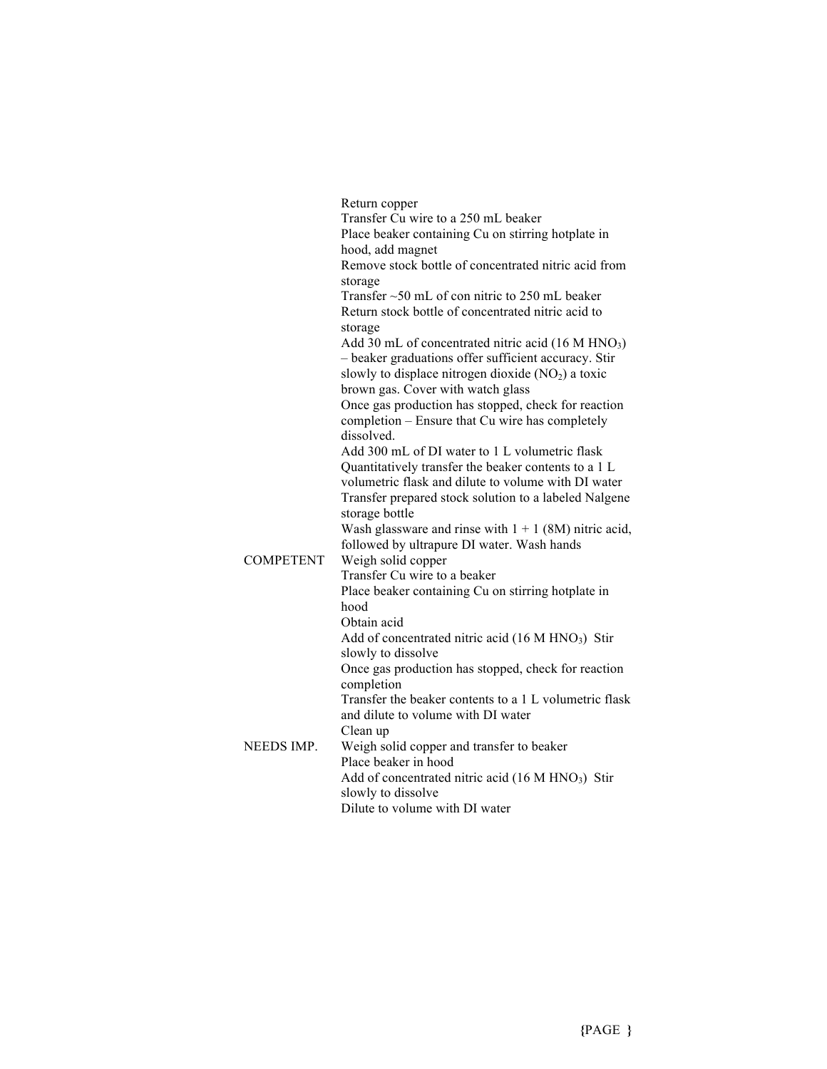| | |
|---|---|
| | Return copper<br>Transfer Cu wire to a 250 mL beaker<br>Place beaker containing Cu on stirring hotplate in hood, add magnet<br>Remove stock bottle of concentrated nitric acid from storage<br>Transfer ~50 mL of con nitric to 250 mL beaker<br>Return stock bottle of concentrated nitric acid to storage<br>Add 30 mL of concentrated nitric acid (16 M $HNO_3$) – beaker graduations offer sufficient accuracy. Stir slowly to displace nitrogen dioxide ($NO_2$) a toxic brown gas. Cover with watch glass<br>Once gas production has stopped, check for reaction completion – Ensure that Cu wire has completely dissolved.<br>Add 300 mL of DI water to 1 L volumetric flask<br>Quantitatively transfer the beaker contents to a 1 L volumetric flask and dilute to volume with DI water<br>Transfer prepared stock solution to a labeled Nalgene storage bottle<br>Wash glassware and rinse with 1 + 1 (8M) nitric acid, followed by ultrapure DI water. Wash hands |
| COMPETENT | Weigh solid copper<br>Transfer Cu wire to a beaker<br>Place beaker containing Cu on stirring hotplate in hood<br>Obtain acid<br>Add of concentrated nitric acid (16 M $HNO_3$) Stir slowly to dissolve<br>Once gas production has stopped, check for reaction completion<br>Transfer the beaker contents to a 1 L volumetric flask and dilute to volume with DI water<br>Clean up |
| NEEDS IMP. | Weigh solid copper and transfer to beaker<br>Place beaker in hood<br>Add of concentrated nitric acid (16 M $HNO_3$) Stir slowly to dissolve<br>Dilute to volume with DI water |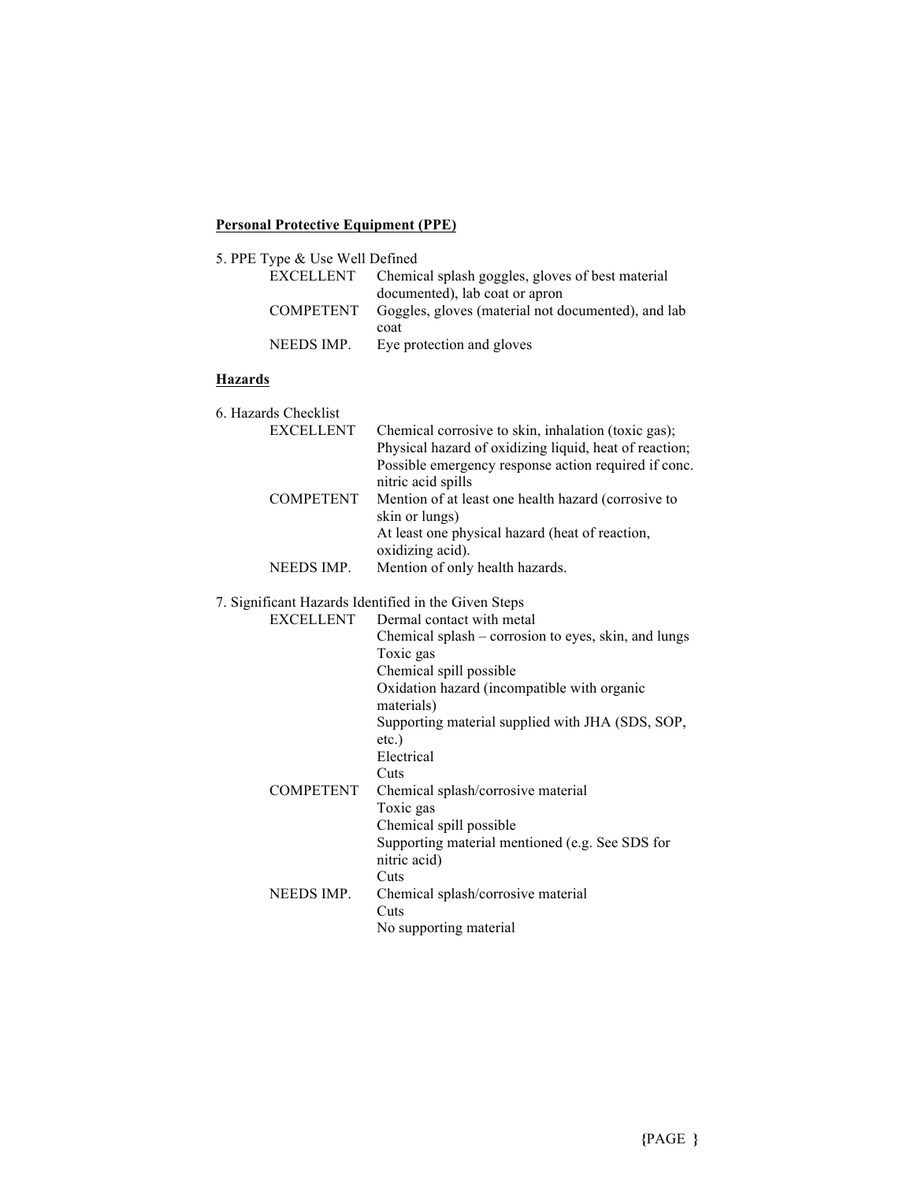**Personal Protective Equipment (PPE)**

5. PPE Type & Use Well Defined

| | |
|---|---|
| EXCELLENT | Chemical splash goggles, gloves of best material documented), lab coat or apron |
| COMPETENT | Goggles, gloves (material not documented), and lab coat |
| NEEDS IMP. | Eye protection and gloves |

**Hazards**

6. Hazards Checklist

| | |
|---|---|
| EXCELLENT | Chemical corrosive to skin, inhalation (toxic gas); Physical hazard of oxidizing liquid, heat of reaction; Possible emergency response action required if conc. nitric acid spills |
| COMPETENT | Mention of at least one health hazard (corrosive to skin or lungs)<br>At least one physical hazard (heat of reaction, oxidizing acid). |
| NEEDS IMP. | Mention of only health hazards. |

7. Significant Hazards Identified in the Given Steps

| | |
|---|---|
| EXCELLENT | Dermal contact with metal<br>Chemical splash – corrosion to eyes, skin, and lungs<br>Toxic gas<br>Chemical spill possible<br>Oxidation hazard (incompatible with organic materials)<br>Supporting material supplied with JHA (SDS, SOP, etc.)<br>Electrical<br>Cuts |
| COMPETENT | Chemical splash/corrosive material<br>Toxic gas<br>Chemical spill possible<br>Supporting material mentioned (e.g. See SDS for nitric acid)<br>Cuts |
| NEEDS IMP. | Chemical splash/corrosive material<br>Cuts<br>No supporting material |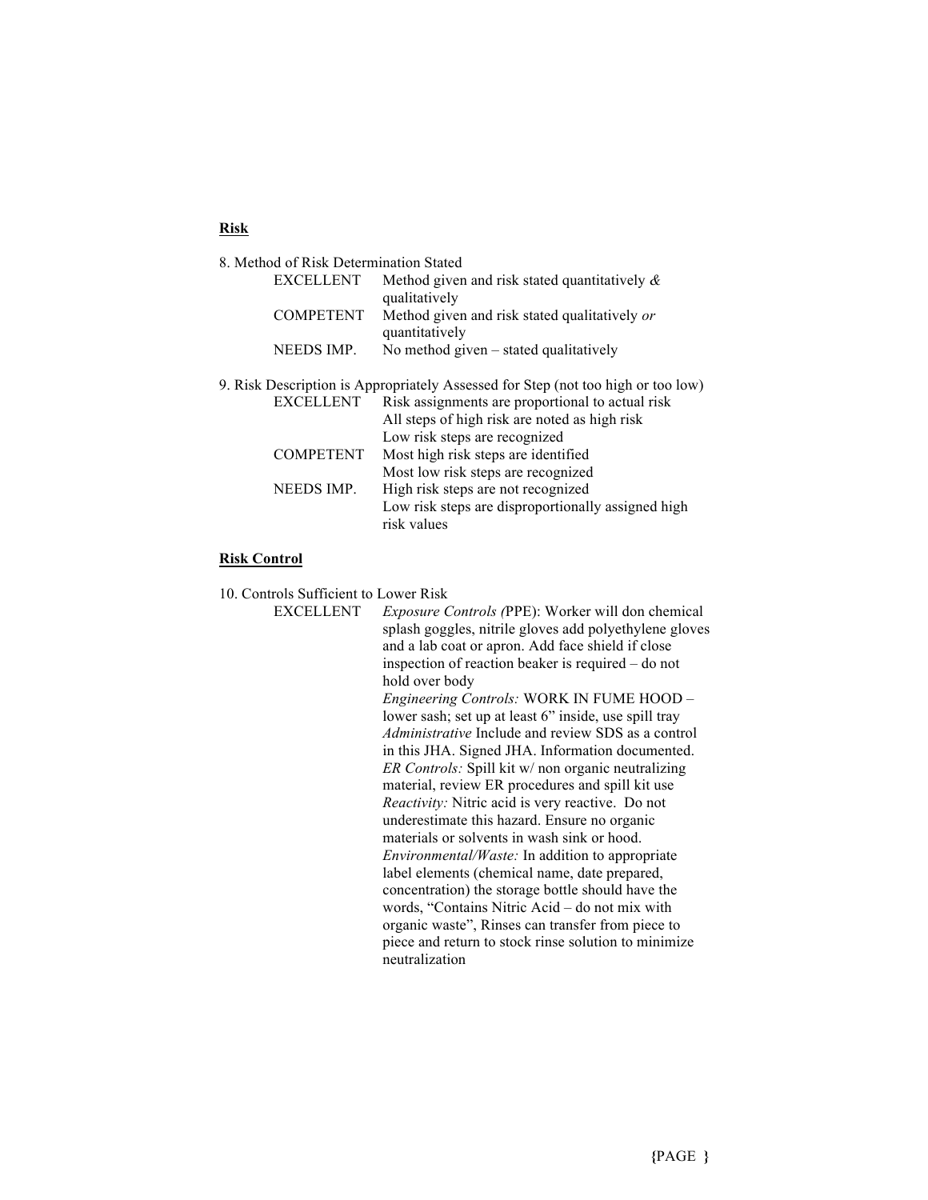**Risk**

8. Method of Risk Determination Stated

| | |
|---|---|
| EXCELLENT | Method given and risk stated quantitatively *&* qualitatively |
| COMPETENT | Method given and risk stated qualitatively *or* quantitatively |
| NEEDS IMP. | No method given – stated qualitatively |

9. Risk Description is Appropriately Assessed for Step (not too high or too low)

| | |
|---|---|
| EXCELLENT | Risk assignments are proportional to actual risk<br>All steps of high risk are noted as high risk<br>Low risk steps are recognized |
| COMPETENT | Most high risk steps are identified<br>Most low risk steps are recognized |
| NEEDS IMP. | High risk steps are not recognized<br>Low risk steps are disproportionally assigned high risk values |

**Risk Control**

10. Controls Sufficient to Lower Risk

EXCELLENT

*Exposure Controls (*PPE): Worker will don chemical splash goggles, nitrile gloves add polyethylene gloves and a lab coat or apron. Add face shield if close inspection of reaction beaker is required – do not hold over body

*Engineering Controls:* WORK IN FUME HOOD – lower sash; set up at least 6" inside, use spill tray

*Administrative* Include and review SDS as a control in this JHA. Signed JHA. Information documented.

*ER Controls:* Spill kit w/ non organic neutralizing material, review ER procedures and spill kit use

*Reactivity:* Nitric acid is very reactive. Do not underestimate this hazard. Ensure no organic materials or solvents in wash sink or hood.

*Environmental/Waste:* In addition to appropriate label elements (chemical name, date prepared, concentration) the storage bottle should have the words, "Contains Nitric Acid – do not mix with organic waste", Rinses can transfer from piece to piece and return to stock rinse solution to minimize neutralization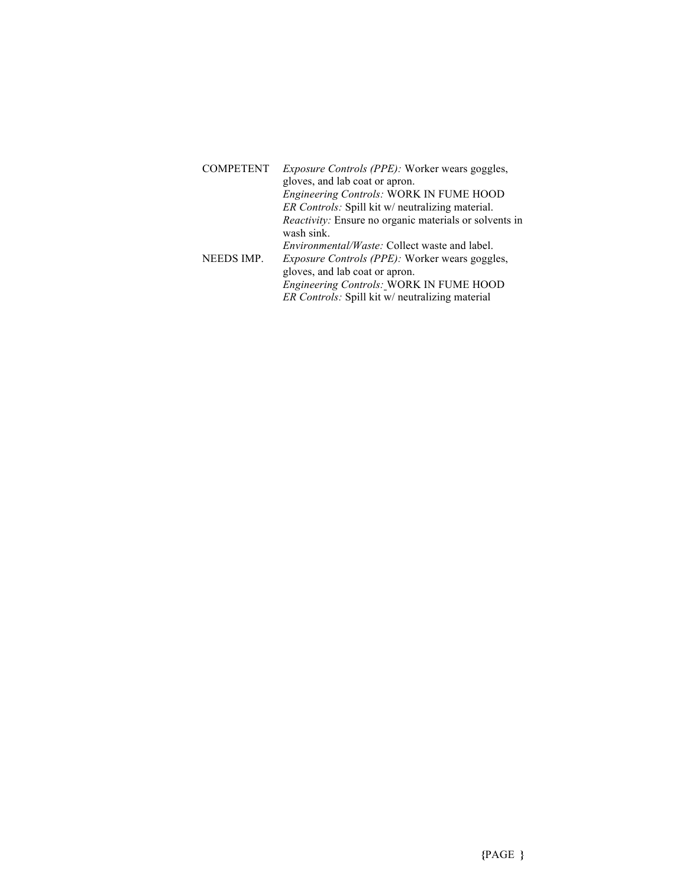| | |
|---|---|
| COMPETENT | *Exposure Controls (PPE):* Worker wears goggles, gloves, and lab coat or apron.<br>*Engineering Controls:* WORK IN FUME HOOD<br>*ER Controls:* Spill kit w/ neutralizing material.<br>*Reactivity:* Ensure no organic materials or solvents in wash sink.<br>*Environmental/Waste:* Collect waste and label. |
| NEEDS IMP. | *Exposure Controls (PPE):* Worker wears goggles, gloves, and lab coat or apron.<br>*Engineering Controls:* WORK IN FUME HOOD<br>*ER Controls:* Spill kit w/ neutralizing material |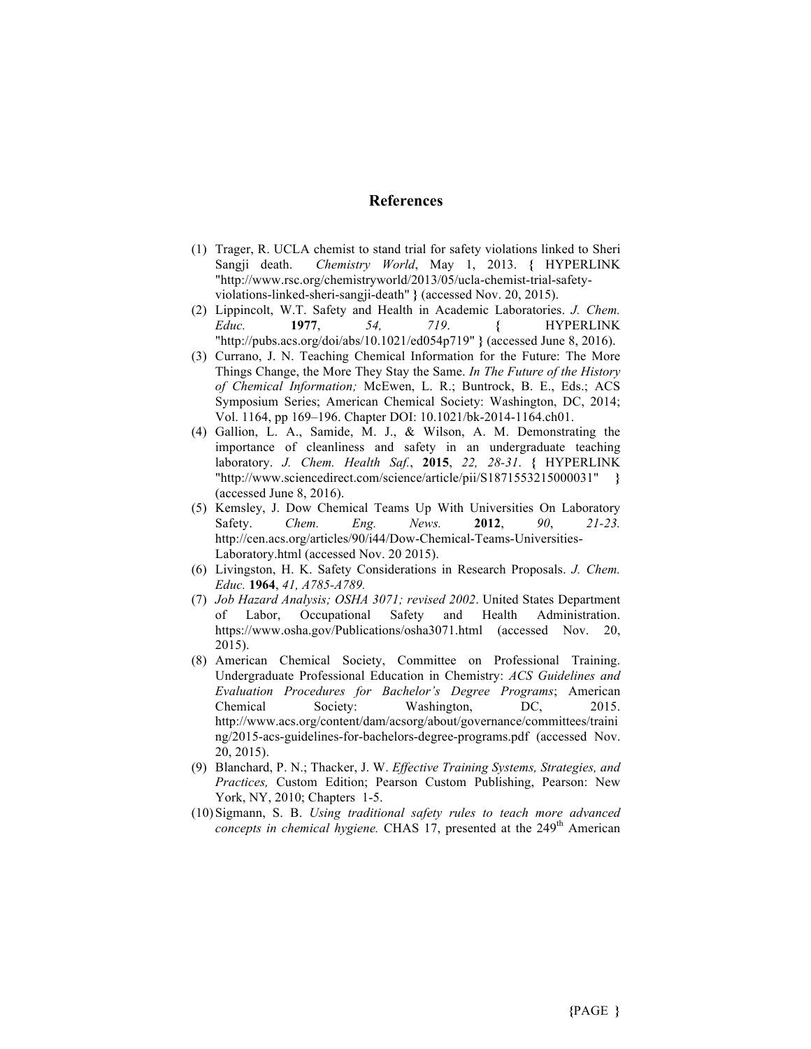## References

(1) Trager, R. UCLA chemist to stand trial for safety violations linked to Sheri Sangji death. *Chemistry World*, May 1, 2013. { HYPERLINK "http://www.rsc.org/chemistryworld/2013/05/ucla-chemist-trial-safety-violations-linked-sheri-sangji-death" } (accessed Nov. 20, 2015).

(2) Lippincolt, W.T. Safety and Health in Academic Laboratories. *J. Chem. Educ.* **1977**, *54, 719*. { HYPERLINK "http://pubs.acs.org/doi/abs/10.1021/ed054p719" } (accessed June 8, 2016).

(3) Currano, J. N. Teaching Chemical Information for the Future: The More Things Change, the More They Stay the Same. *In The Future of the History of Chemical Information;* McEwen, L. R.; Buntrock, B. E., Eds.; ACS Symposium Series; American Chemical Society: Washington, DC, 2014; Vol. 1164, pp 169–196. Chapter DOI: 10.1021/bk-2014-1164.ch01.

(4) Gallion, L. A., Samide, M. J., & Wilson, A. M. Demonstrating the importance of cleanliness and safety in an undergraduate teaching laboratory. *J. Chem. Health Saf.*, **2015**, *22, 28-31*. { HYPERLINK "http://www.sciencedirect.com/science/article/pii/S1871553215000031" } (accessed June 8, 2016).

(5) Kemsley, J. Dow Chemical Teams Up With Universities On Laboratory Safety. *Chem. Eng. News.* **2012**, *90*, *21-23.* http://cen.acs.org/articles/90/i44/Dow-Chemical-Teams-Universities-Laboratory.html (accessed Nov. 20 2015).

(6) Livingston, H. K. Safety Considerations in Research Proposals. *J. Chem. Educ.* **1964**, *41, A785-A789.*

(7) *Job Hazard Analysis; OSHA 3071; revised 2002*. United States Department of Labor, Occupational Safety and Health Administration. https://www.osha.gov/Publications/osha3071.html (accessed Nov. 20, 2015).

(8) American Chemical Society, Committee on Professional Training. Undergraduate Professional Education in Chemistry: *ACS Guidelines and Evaluation Procedures for Bachelor's Degree Programs*; American Chemical Society: Washington, DC, 2015. http://www.acs.org/content/dam/acsorg/about/governance/committees/training/2015-acs-guidelines-for-bachelors-degree-programs.pdf (accessed Nov. 20, 2015).

(9) Blanchard, P. N.; Thacker, J. W. *Effective Training Systems, Strategies, and Practices,* Custom Edition; Pearson Custom Publishing, Pearson: New York, NY, 2010; Chapters 1-5.

(10) Sigmann, S. B. *Using traditional safety rules to teach more advanced concepts in chemical hygiene.* CHAS 17, presented at the 249th American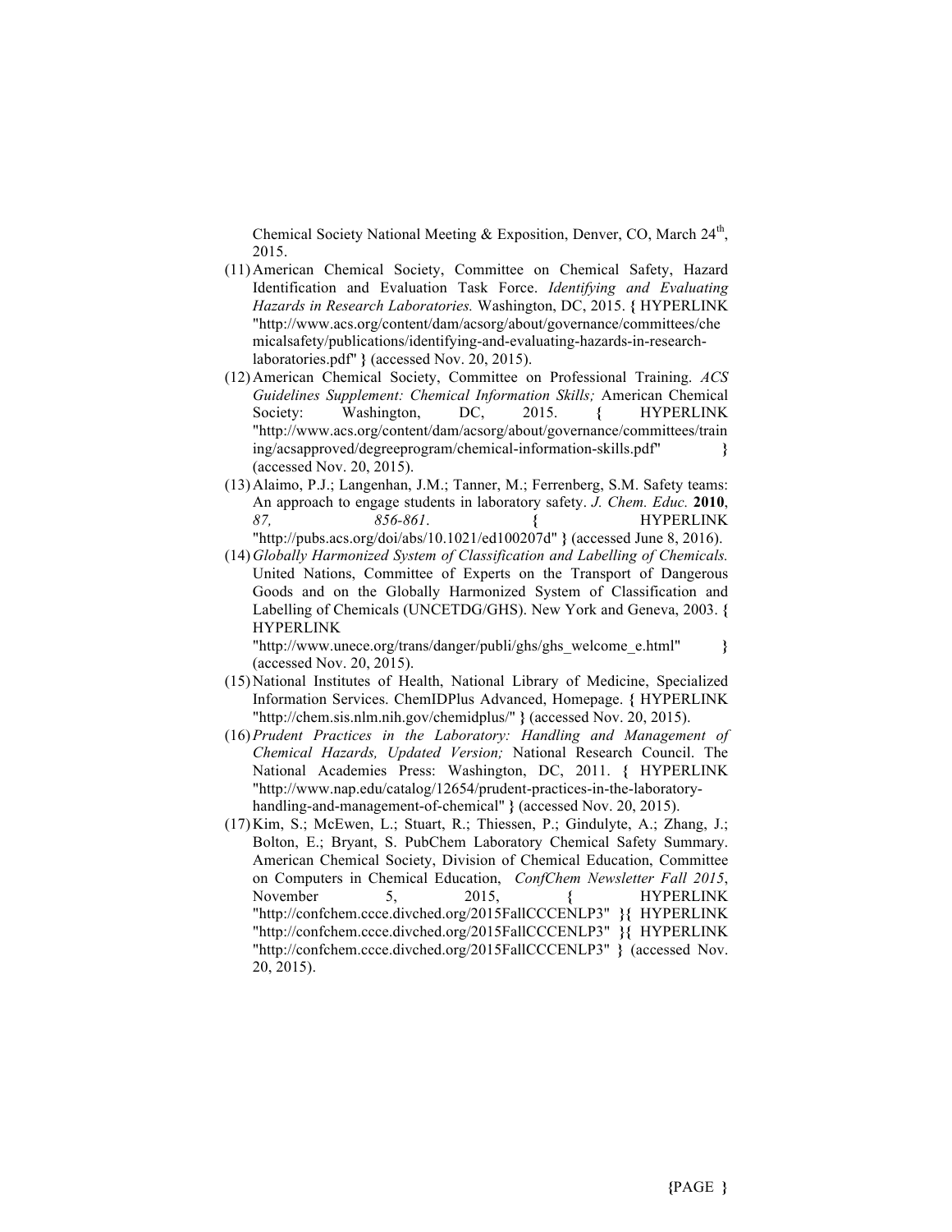Chemical Society National Meeting & Exposition, Denver, CO, March 24th, 2015.

(11) American Chemical Society, Committee on Chemical Safety, Hazard Identification and Evaluation Task Force. *Identifying and Evaluating Hazards in Research Laboratories.* Washington, DC, 2015. { HYPERLINK "http://www.acs.org/content/dam/acsorg/about/governance/committees/chemicalsafety/publications/identifying-and-evaluating-hazards-in-research-laboratories.pdf" } (accessed Nov. 20, 2015).

(12) American Chemical Society, Committee on Professional Training. *ACS Guidelines Supplement: Chemical Information Skills;* American Chemical Society: Washington, DC, 2015. { HYPERLINK "http://www.acs.org/content/dam/acsorg/about/governance/committees/training/acsapproved/degreeprogram/chemical-information-skills.pdf" } (accessed Nov. 20, 2015).

(13) Alaimo, P.J.; Langenhan, J.M.; Tanner, M.; Ferrenberg, S.M. Safety teams: An approach to engage students in laboratory safety. *J. Chem. Educ.* **2010**, *87, 856-861*. { HYPERLINK "http://pubs.acs.org/doi/abs/10.1021/ed100207d" } (accessed June 8, 2016).

(14) *Globally Harmonized System of Classification and Labelling of Chemicals.* United Nations, Committee of Experts on the Transport of Dangerous Goods and on the Globally Harmonized System of Classification and Labelling of Chemicals (UNCETDG/GHS). New York and Geneva, 2003. { HYPERLINK "http://www.unece.org/trans/danger/publi/ghs/ghs_welcome_e.html" } (accessed Nov. 20, 2015).

(15) National Institutes of Health, National Library of Medicine, Specialized Information Services. ChemIDPlus Advanced, Homepage. { HYPERLINK "http://chem.sis.nlm.nih.gov/chemidplus/" } (accessed Nov. 20, 2015).

(16) *Prudent Practices in the Laboratory: Handling and Management of Chemical Hazards, Updated Version;* National Research Council. The National Academies Press: Washington, DC, 2011. { HYPERLINK "http://www.nap.edu/catalog/12654/prudent-practices-in-the-laboratory-handling-and-management-of-chemical" } (accessed Nov. 20, 2015).

(17) Kim, S.; McEwen, L.; Stuart, R.; Thiessen, P.; Gindulyte, A.; Zhang, J.; Bolton, E.; Bryant, S. PubChem Laboratory Chemical Safety Summary. American Chemical Society, Division of Chemical Education, Committee on Computers in Chemical Education, *ConfChem Newsletter Fall 2015*, November 5, 2015, { HYPERLINK "http://confchem.ccce.divched.org/2015FallCCCENLP3" }{ HYPERLINK "http://confchem.ccce.divched.org/2015FallCCCENLP3" }{ HYPERLINK "http://confchem.ccce.divched.org/2015FallCCCENLP3" } (accessed Nov. 20, 2015).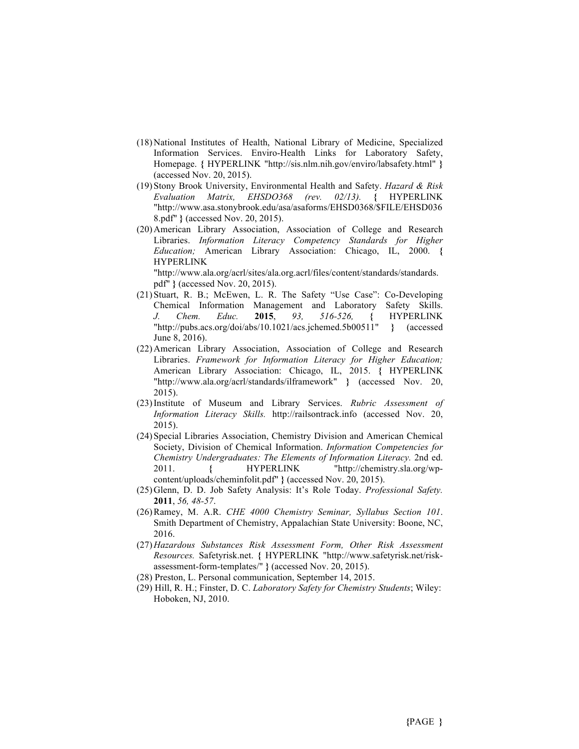(18) National Institutes of Health, National Library of Medicine, Specialized Information Services. Enviro-Health Links for Laboratory Safety, Homepage. { HYPERLINK "http://sis.nlm.nih.gov/enviro/labsafety.html" } (accessed Nov. 20, 2015).

(19) Stony Brook University, Environmental Health and Safety. *Hazard & Risk Evaluation Matrix, EHSDO368 (rev. 02/13).* { HYPERLINK "http://www.asa.stonybrook.edu/asa/asaforms/EHSD0368/$FILE/EHSD0368.pdf" } (accessed Nov. 20, 2015).

(20) American Library Association, Association of College and Research Libraries. *Information Literacy Competency Standards for Higher Education;* American Library Association: Chicago, IL, 2000. { HYPERLINK "http://www.ala.org/acrl/sites/ala.org.acrl/files/content/standards/standards.pdf" } (accessed Nov. 20, 2015).

(21) Stuart, R. B.; McEwen, L. R. The Safety "Use Case": Co-Developing Chemical Information Management and Laboratory Safety Skills. *J. Chem. Educ.* **2015**, *93, 516-526,* { HYPERLINK "http://pubs.acs.org/doi/abs/10.1021/acs.jchemed.5b00511" } (accessed June 8, 2016).

(22) American Library Association, Association of College and Research Libraries. *Framework for Information Literacy for Higher Education;* American Library Association: Chicago, IL, 2015. { HYPERLINK "http://www.ala.org/acrl/standards/ilframework" } (accessed Nov. 20, 2015).

(23) Institute of Museum and Library Services. *Rubric Assessment of Information Literacy Skills.* http://railsontrack.info (accessed Nov. 20, 2015).

(24) Special Libraries Association, Chemistry Division and American Chemical Society, Division of Chemical Information. *Information Competencies for Chemistry Undergraduates: The Elements of Information Literacy.* 2nd ed. 2011. { HYPERLINK "http://chemistry.sla.org/wp-content/uploads/cheminfolit.pdf" } (accessed Nov. 20, 2015).

(25) Glenn, D. D. Job Safety Analysis: It's Role Today. *Professional Safety.* **2011**, *56, 48-57*.

(26) Ramey, M. A.R. *CHE 4000 Chemistry Seminar, Syllabus Section 101*. Smith Department of Chemistry, Appalachian State University: Boone, NC, 2016.

(27) *Hazardous Substances Risk Assessment Form, Other Risk Assessment Resources.* Safetyrisk.net. { HYPERLINK "http://www.safetyrisk.net/risk-assessment-form-templates/" } (accessed Nov. 20, 2015).

(28) Preston, L. Personal communication, September 14, 2015.

(29) Hill, R. H.; Finster, D. C. *Laboratory Safety for Chemistry Students*; Wiley: Hoboken, NJ, 2010.